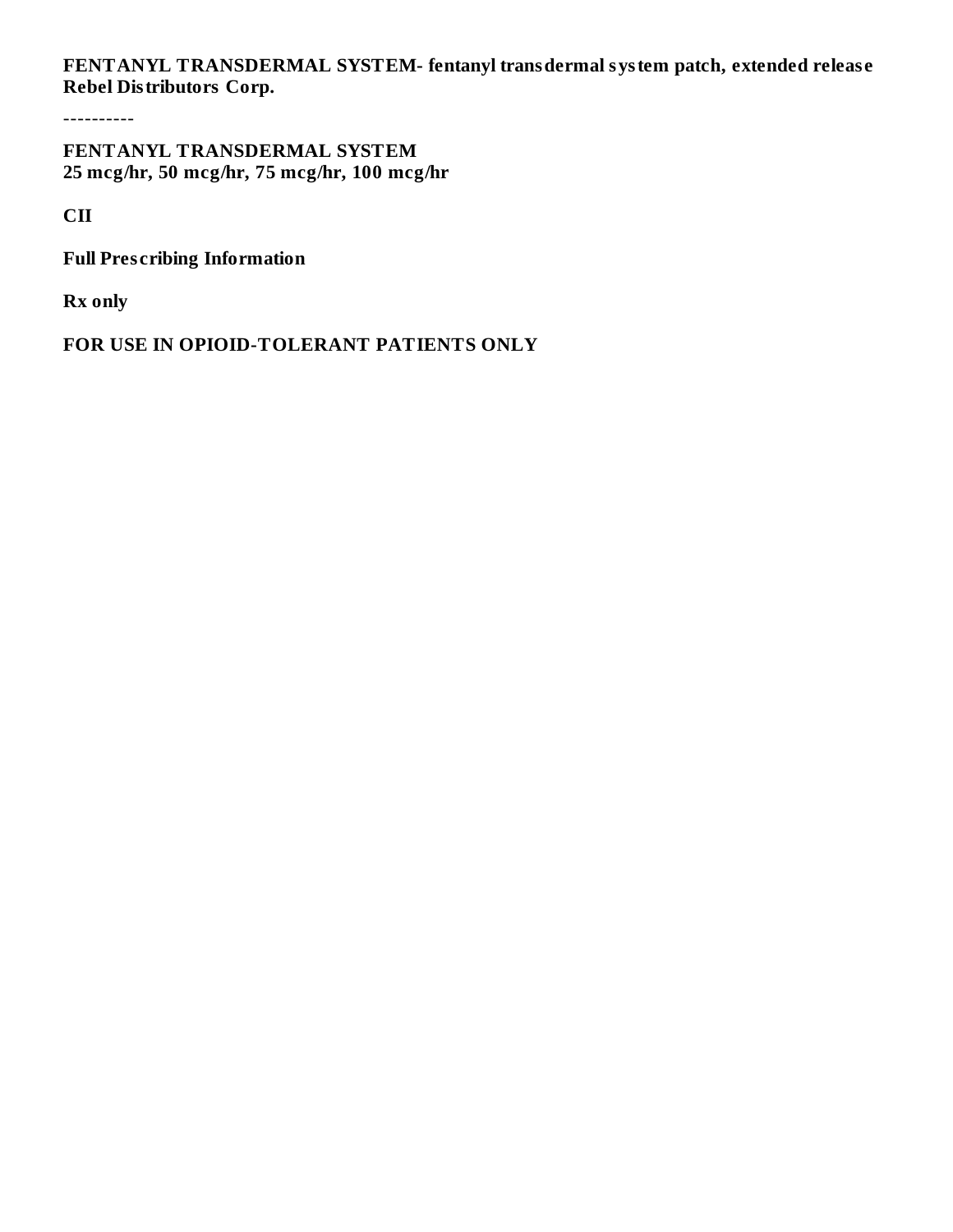**FENTANYL TRANSDERMAL SYSTEM- fentanyl transdermal system patch, extended release**
**Rebel Distributors Corp.**

----------

# FENTANYL TRANSDERMAL SYSTEM
## 25 mcg/hr, 50 mcg/hr, 75 mcg/hr, 100 mcg/hr

**CII**

**Full Prescribing Information**

**Rx only**

**FOR USE IN OPIOID-TOLERANT PATIENTS ONLY**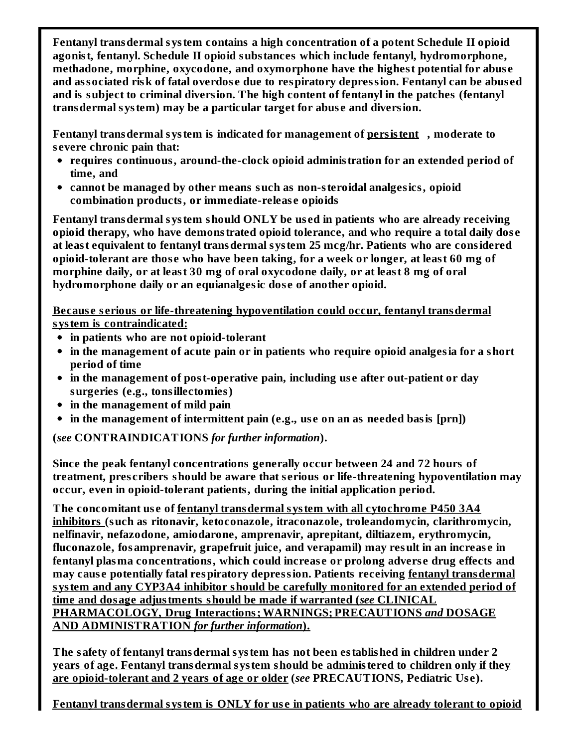**Fentanyl transdermal system contains a high concentration of a potent Schedule II opioid agonist, fentanyl. Schedule II opioid substances which include fentanyl, hydromorphone, methadone, morphine, oxycodone, and oxymorphone have the highest potential for abuse and associated risk of fatal overdose due to respiratory depression. Fentanyl can be abused and is subject to criminal diversion. The high content of fentanyl in the patches (fentanyl transdermal system) may be a particular target for abuse and diversion.**

**Fentanyl transdermal system is indicated for management of persistent , moderate to severe chronic pain that:**

- **requires continuous, around-the-clock opioid administration for an extended period of time, and**
- **cannot be managed by other means such as non-steroidal analgesics, opioid combination products, or immediate-release opioids**

**Fentanyl transdermal system should ONLY be used in patients who are already receiving opioid therapy, who have demonstrated opioid tolerance, and who require a total daily dose at least equivalent to fentanyl transdermal system 25 mcg/hr. Patients who are considered opioid-tolerant are those who have been taking, for a week or longer, at least 60 mg of morphine daily, or at least 30 mg of oral oxycodone daily, or at least 8 mg of oral hydromorphone daily or an equianalgesic dose of another opioid.**

**Because serious or life-threatening hypoventilation could occur, fentanyl transdermal system is contraindicated:**

- **in patients who are not opioid-tolerant**
- **in the management of acute pain or in patients who require opioid analgesia for a short period of time**
- **in the management of post-operative pain, including use after out-patient or day surgeries (e.g., tonsillectomies)**
- **in the management of mild pain**
- **in the management of intermittent pain (e.g., use on an as needed basis [prn])**

**(*see* CONTRAINDICATIONS *for further information*).**

**Since the peak fentanyl concentrations generally occur between 24 and 72 hours of treatment, prescribers should be aware that serious or life-threatening hypoventilation may occur, even in opioid-tolerant patients, during the initial application period.**

**The concomitant use of fentanyl transdermal system with all cytochrome P450 3A4 inhibitors (such as ritonavir, ketoconazole, itraconazole, troleandomycin, clarithromycin, nelfinavir, nefazodone, amiodarone, amprenavir, aprepitant, diltiazem, erythromycin, fluconazole, fosamprenavir, grapefruit juice, and verapamil) may result in an increase in fentanyl plasma concentrations, which could increase or prolong adverse drug effects and may cause potentially fatal respiratory depression. Patients receiving fentanyl transdermal system and any CYP3A4 inhibitor should be carefully monitored for an extended period of time and dosage adjustments should be made if warranted (*see* CLINICAL PHARMACOLOGY, Drug Interactions; WARNINGS; PRECAUTIONS *and* DOSAGE AND ADMINISTRATION *for further information*).**

**The safety of fentanyl transdermal system has not been established in children under 2 years of age. Fentanyl transdermal system should be administered to children only if they are opioid-tolerant and 2 years of age or older (*see* PRECAUTIONS, Pediatric Use).**

**Fentanyl transdermal system is ONLY for use in patients who are already tolerant to opioid**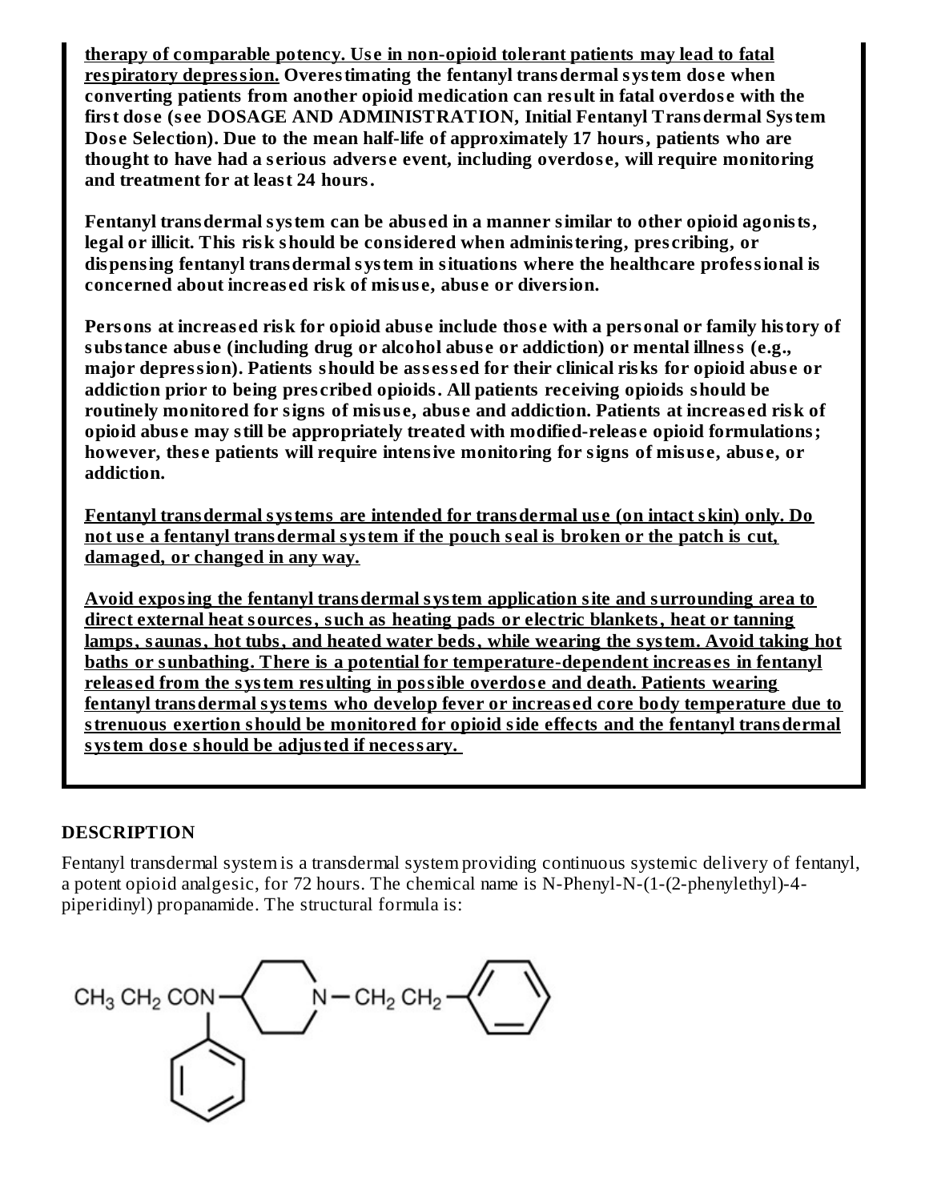**therapy of comparable potency. Use in non-opioid tolerant patients may lead to fatal respiratory depression.** **Overestimating the fentanyl transdermal system dose when converting patients from another opioid medication can result in fatal overdose with the first dose (see DOSAGE AND ADMINISTRATION, Initial Fentanyl Transdermal System Dose Selection). Due to the mean half-life of approximately 17 hours, patients who are thought to have had a serious adverse event, including overdose, will require monitoring and treatment for at least 24 hours.**

**Fentanyl transdermal system can be abused in a manner similar to other opioid agonists, legal or illicit. This risk should be considered when administering, prescribing, or dispensing fentanyl transdermal system in situations where the healthcare professional is concerned about increased risk of misuse, abuse or diversion.**

**Persons at increased risk for opioid abuse include those with a personal or family history of substance abuse (including drug or alcohol abuse or addiction) or mental illness (e.g., major depression). Patients should be assessed for their clinical risks for opioid abuse or addiction prior to being prescribed opioids. All patients receiving opioids should be routinely monitored for signs of misuse, abuse and addiction. Patients at increased risk of opioid abuse may still be appropriately treated with modified-release opioid formulations; however, these patients will require intensive monitoring for signs of misuse, abuse, or addiction.**

**Fentanyl transdermal systems are intended for transdermal use (on intact skin) only. Do not use a fentanyl transdermal system if the pouch seal is broken or the patch is cut, damaged, or changed in any way.**

**Avoid exposing the fentanyl transdermal system application site and surrounding area to direct external heat sources, such as heating pads or electric blankets, heat or tanning lamps, saunas, hot tubs, and heated water beds, while wearing the system. Avoid taking hot baths or sunbathing. There is a potential for temperature-dependent increases in fentanyl released from the system resulting in possible overdose and death. Patients wearing fentanyl transdermal systems who develop fever or increased core body temperature due to strenuous exertion should be monitored for opioid side effects and the fentanyl transdermal system dose should be adjusted if necessary.**

## DESCRIPTION

Fentanyl transdermal system is a transdermal system providing continuous systemic delivery of fentanyl, a potent opioid analgesic, for 72 hours. The chemical name is N-Phenyl-N-(1-(2-phenylethyl)-4-piperidinyl) propanamide. The structural formula is:

$CH_3\,CH_2\,CON$ — (piperidinyl) — $N-CH_2\,CH_2$ — (phenyl); N-phenyl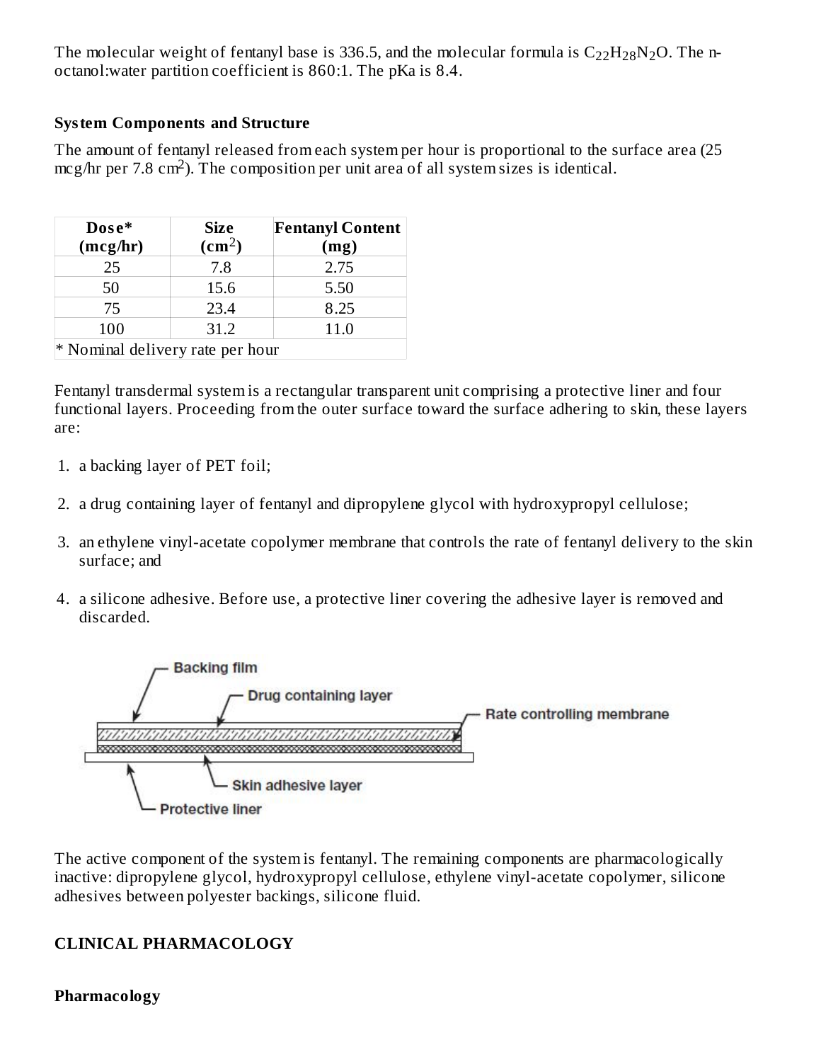The molecular weight of fentanyl base is 336.5, and the molecular formula is $C_{22}H_{28}N_2O$. The n-octanol:water partition coefficient is 860:1. The pKa is 8.4.

### System Components and Structure

The amount of fentanyl released from each system per hour is proportional to the surface area (25 mcg/hr per 7.8 $cm^2$). The composition per unit area of all system sizes is identical.

| Dose* (mcg/hr) | Size ($cm^2$) | Fentanyl Content (mg) |
|---|---|---|
| 25 | 7.8 | 2.75 |
| 50 | 15.6 | 5.50 |
| 75 | 23.4 | 8.25 |
| 100 | 31.2 | 11.0 |

\* Nominal delivery rate per hour

Fentanyl transdermal system is a rectangular transparent unit comprising a protective liner and four functional layers. Proceeding from the outer surface toward the surface adhering to skin, these layers are:

1. a backing layer of PET foil;
2. a drug containing layer of fentanyl and dipropylene glycol with hydroxypropyl cellulose;
3. an ethylene vinyl-acetate copolymer membrane that controls the rate of fentanyl delivery to the skin surface; and
4. a silicone adhesive. Before use, a protective liner covering the adhesive layer is removed and discarded.

Backing film

Drug containing layer

Rate controlling membrane

Skin adhesive layer

Protective liner

The active component of the system is fentanyl. The remaining components are pharmacologically inactive: dipropylene glycol, hydroxypropyl cellulose, ethylene vinyl-acetate copolymer, silicone adhesives between polyester backings, silicone fluid.

## CLINICAL PHARMACOLOGY

### Pharmacology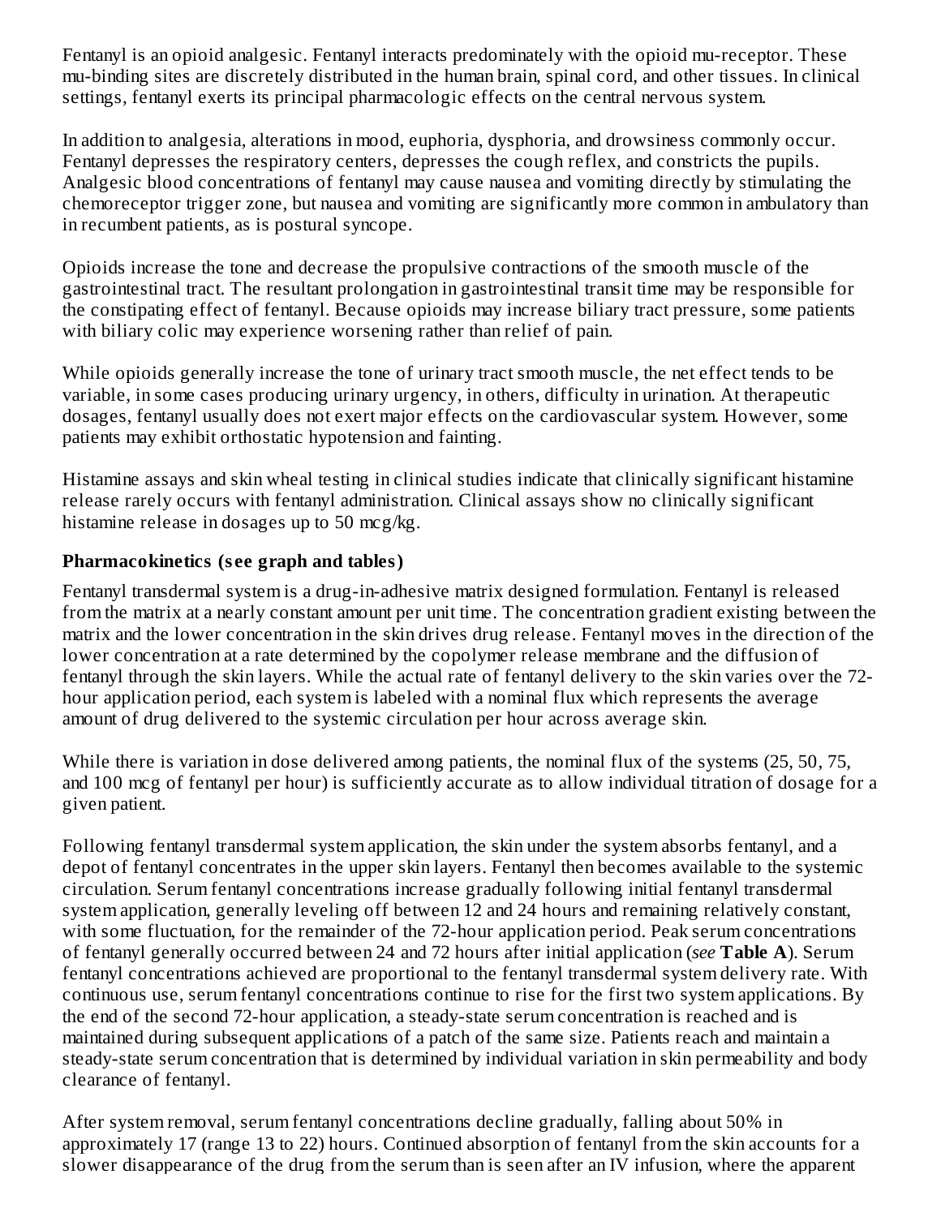Fentanyl is an opioid analgesic. Fentanyl interacts predominately with the opioid mu-receptor. These mu-binding sites are discretely distributed in the human brain, spinal cord, and other tissues. In clinical settings, fentanyl exerts its principal pharmacologic effects on the central nervous system.

In addition to analgesia, alterations in mood, euphoria, dysphoria, and drowsiness commonly occur. Fentanyl depresses the respiratory centers, depresses the cough reflex, and constricts the pupils. Analgesic blood concentrations of fentanyl may cause nausea and vomiting directly by stimulating the chemoreceptor trigger zone, but nausea and vomiting are significantly more common in ambulatory than in recumbent patients, as is postural syncope.

Opioids increase the tone and decrease the propulsive contractions of the smooth muscle of the gastrointestinal tract. The resultant prolongation in gastrointestinal transit time may be responsible for the constipating effect of fentanyl. Because opioids may increase biliary tract pressure, some patients with biliary colic may experience worsening rather than relief of pain.

While opioids generally increase the tone of urinary tract smooth muscle, the net effect tends to be variable, in some cases producing urinary urgency, in others, difficulty in urination. At therapeutic dosages, fentanyl usually does not exert major effects on the cardiovascular system. However, some patients may exhibit orthostatic hypotension and fainting.

Histamine assays and skin wheal testing in clinical studies indicate that clinically significant histamine release rarely occurs with fentanyl administration. Clinical assays show no clinically significant histamine release in dosages up to 50 mcg/kg.

**Pharmacokinetics (see graph and tables)**

Fentanyl transdermal system is a drug-in-adhesive matrix designed formulation. Fentanyl is released from the matrix at a nearly constant amount per unit time. The concentration gradient existing between the matrix and the lower concentration in the skin drives drug release. Fentanyl moves in the direction of the lower concentration at a rate determined by the copolymer release membrane and the diffusion of fentanyl through the skin layers. While the actual rate of fentanyl delivery to the skin varies over the 72-hour application period, each system is labeled with a nominal flux which represents the average amount of drug delivered to the systemic circulation per hour across average skin.

While there is variation in dose delivered among patients, the nominal flux of the systems (25, 50, 75, and 100 mcg of fentanyl per hour) is sufficiently accurate as to allow individual titration of dosage for a given patient.

Following fentanyl transdermal system application, the skin under the system absorbs fentanyl, and a depot of fentanyl concentrates in the upper skin layers. Fentanyl then becomes available to the systemic circulation. Serum fentanyl concentrations increase gradually following initial fentanyl transdermal system application, generally leveling off between 12 and 24 hours and remaining relatively constant, with some fluctuation, for the remainder of the 72-hour application period. Peak serum concentrations of fentanyl generally occurred between 24 and 72 hours after initial application (*see* **Table A**). Serum fentanyl concentrations achieved are proportional to the fentanyl transdermal system delivery rate. With continuous use, serum fentanyl concentrations continue to rise for the first two system applications. By the end of the second 72-hour application, a steady-state serum concentration is reached and is maintained during subsequent applications of a patch of the same size. Patients reach and maintain a steady-state serum concentration that is determined by individual variation in skin permeability and body clearance of fentanyl.

After system removal, serum fentanyl concentrations decline gradually, falling about 50% in approximately 17 (range 13 to 22) hours. Continued absorption of fentanyl from the skin accounts for a slower disappearance of the drug from the serum than is seen after an IV infusion, where the apparent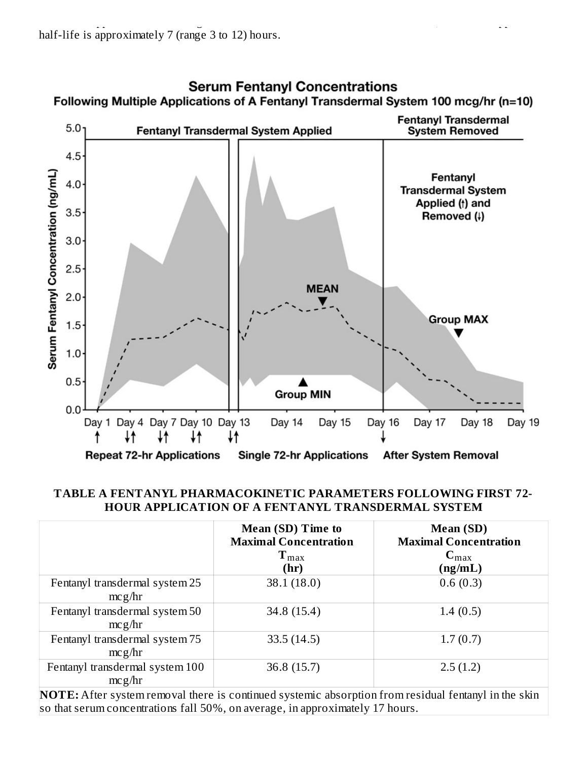half-life is approximately 7 (range 3 to 12) hours.

**Serum Fentanyl Concentrations**
**Following Multiple Applications of A Fentanyl Transdermal System 100 mcg/hr (n=10)**

Fentanyl Transdermal System Applied

Fentanyl Transdermal System Removed

Serum Fentanyl Concentration (ng/mL)

5.0
4.5
4.0
3.5
3.0
2.5
2.0
1.5
1.0
0.5
0.0

Fentanyl Transdermal System Applied (↑) and Removed (↓)

MEAN

Group MAX

Group MIN

Day 1 Day 4 Day 7 Day 10 Day 13 Day 14 Day 15 Day 16 Day 17 Day 18 Day 19

Repeat 72-hr Applications

Single 72-hr Applications

After System Removal

**TABLE A FENTANYL PHARMACOKINETIC PARAMETERS FOLLOWING FIRST 72-HOUR APPLICATION OF A FENTANYL TRANSDERMAL SYSTEM**

| | Mean (SD) Time to Maximal Concentration $T_{max}$ (hr) | Mean (SD) Maximal Concentration $C_{max}$ (ng/mL) |
|---|---|---|
| Fentanyl transdermal system 25 mcg/hr | 38.1 (18.0) | 0.6 (0.3) |
| Fentanyl transdermal system 50 mcg/hr | 34.8 (15.4) | 1.4 (0.5) |
| Fentanyl transdermal system 75 mcg/hr | 33.5 (14.5) | 1.7 (0.7) |
| Fentanyl transdermal system 100 mcg/hr | 36.8 (15.7) | 2.5 (1.2) |

**NOTE:** After system removal there is continued systemic absorption from residual fentanyl in the skin so that serum concentrations fall 50%, on average, in approximately 17 hours.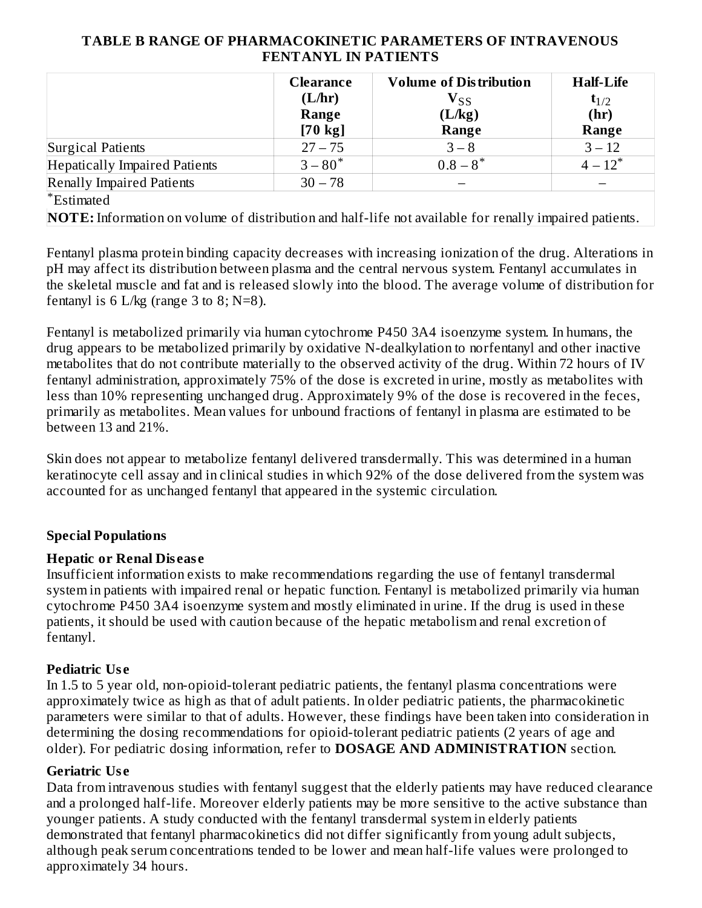**TABLE B RANGE OF PHARMACOKINETIC PARAMETERS OF INTRAVENOUS FENTANYL IN PATIENTS**

| | Clearance (L/hr) Range [70 kg] | Volume of Distribution $V_{SS}$ (L/kg) Range | Half-Life $t_{1/2}$ (hr) Range |
|---|---|---|---|
| Surgical Patients | 27 – 75 | 3 – 8 | 3 – 12 |
| Hepatically Impaired Patients | 3 – 80* | 0.8 – 8* | 4 – 12* |
| Renally Impaired Patients | 30 – 78 | – | – |

*Estimated

**NOTE:** Information on volume of distribution and half-life not available for renally impaired patients.

Fentanyl plasma protein binding capacity decreases with increasing ionization of the drug. Alterations in pH may affect its distribution between plasma and the central nervous system. Fentanyl accumulates in the skeletal muscle and fat and is released slowly into the blood. The average volume of distribution for fentanyl is 6 L/kg (range 3 to 8; N=8).

Fentanyl is metabolized primarily via human cytochrome P450 3A4 isoenzyme system. In humans, the drug appears to be metabolized primarily by oxidative N-dealkylation to norfentanyl and other inactive metabolites that do not contribute materially to the observed activity of the drug. Within 72 hours of IV fentanyl administration, approximately 75% of the dose is excreted in urine, mostly as metabolites with less than 10% representing unchanged drug. Approximately 9% of the dose is recovered in the feces, primarily as metabolites. Mean values for unbound fractions of fentanyl in plasma are estimated to be between 13 and 21%.

Skin does not appear to metabolize fentanyl delivered transdermally. This was determined in a human keratinocyte cell assay and in clinical studies in which 92% of the dose delivered from the system was accounted for as unchanged fentanyl that appeared in the systemic circulation.

**Special Populations**

**Hepatic or Renal Disease**

Insufficient information exists to make recommendations regarding the use of fentanyl transdermal system in patients with impaired renal or hepatic function. Fentanyl is metabolized primarily via human cytochrome P450 3A4 isoenzyme system and mostly eliminated in urine. If the drug is used in these patients, it should be used with caution because of the hepatic metabolism and renal excretion of fentanyl.

**Pediatric Use**

In 1.5 to 5 year old, non-opioid-tolerant pediatric patients, the fentanyl plasma concentrations were approximately twice as high as that of adult patients. In older pediatric patients, the pharmacokinetic parameters were similar to that of adults. However, these findings have been taken into consideration in determining the dosing recommendations for opioid-tolerant pediatric patients (2 years of age and older). For pediatric dosing information, refer to **DOSAGE AND ADMINISTRATION** section.

**Geriatric Use**

Data from intravenous studies with fentanyl suggest that the elderly patients may have reduced clearance and a prolonged half-life. Moreover elderly patients may be more sensitive to the active substance than younger patients. A study conducted with the fentanyl transdermal system in elderly patients demonstrated that fentanyl pharmacokinetics did not differ significantly from young adult subjects, although peak serum concentrations tended to be lower and mean half-life values were prolonged to approximately 34 hours.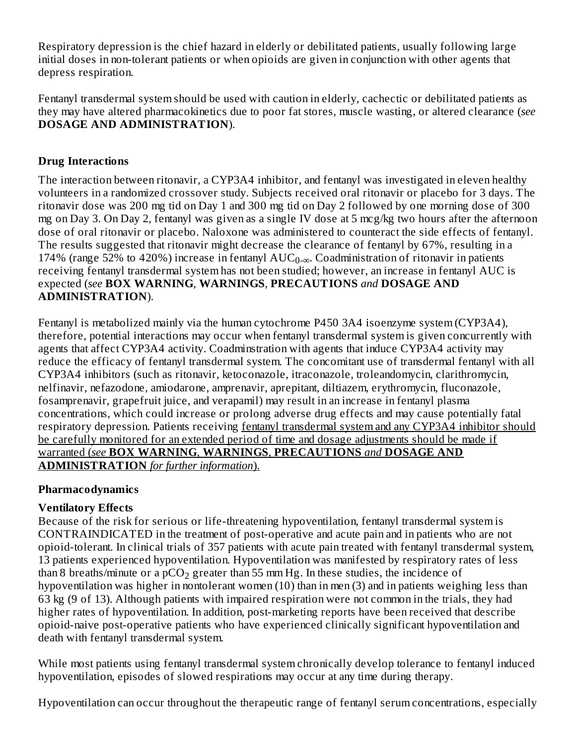Respiratory depression is the chief hazard in elderly or debilitated patients, usually following large initial doses in non-tolerant patients or when opioids are given in conjunction with other agents that depress respiration.

Fentanyl transdermal system should be used with caution in elderly, cachectic or debilitated patients as they may have altered pharmacokinetics due to poor fat stores, muscle wasting, or altered clearance (*see* **DOSAGE AND ADMINISTRATION**).

**Drug Interactions**

The interaction between ritonavir, a CYP3A4 inhibitor, and fentanyl was investigated in eleven healthy volunteers in a randomized crossover study. Subjects received oral ritonavir or placebo for 3 days. The ritonavir dose was 200 mg tid on Day 1 and 300 mg tid on Day 2 followed by one morning dose of 300 mg on Day 3. On Day 2, fentanyl was given as a single IV dose at 5 mcg/kg two hours after the afternoon dose of oral ritonavir or placebo. Naloxone was administered to counteract the side effects of fentanyl. The results suggested that ritonavir might decrease the clearance of fentanyl by 67%, resulting in a 174% (range 52% to 420%) increase in fentanyl $AUC_{0-\infty}$. Coadministration of ritonavir in patients receiving fentanyl transdermal system has not been studied; however, an increase in fentanyl AUC is expected (*see* **BOX WARNING**, **WARNINGS**, **PRECAUTIONS** *and* **DOSAGE AND ADMINISTRATION**).

Fentanyl is metabolized mainly via the human cytochrome P450 3A4 isoenzyme system (CYP3A4), therefore, potential interactions may occur when fentanyl transdermal system is given concurrently with agents that affect CYP3A4 activity. Coadminstration with agents that induce CYP3A4 activity may reduce the efficacy of fentanyl transdermal system. The concomitant use of transdermal fentanyl with all CYP3A4 inhibitors (such as ritonavir, ketoconazole, itraconazole, troleandomycin, clarithromycin, nelfinavir, nefazodone, amiodarone, amprenavir, aprepitant, diltiazem, erythromycin, fluconazole, fosamprenavir, grapefruit juice, and verapamil) may result in an increase in fentanyl plasma concentrations, which could increase or prolong adverse drug effects and may cause potentially fatal respiratory depression. Patients receiving <u>fentanyl transdermal system and any CYP3A4 inhibitor should be carefully monitored for an extended period of time and dosage adjustments should be made if warranted (*see* **BOX WARNING**, **WARNINGS**, **PRECAUTIONS** *and* **DOSAGE AND ADMINISTRATION** *for further information*).</u>

**Pharmacodynamics**

**Ventilatory Effects**

Because of the risk for serious or life-threatening hypoventilation, fentanyl transdermal system is CONTRAINDICATED in the treatment of post-operative and acute pain and in patients who are not opioid-tolerant. In clinical trials of 357 patients with acute pain treated with fentanyl transdermal system, 13 patients experienced hypoventilation. Hypoventilation was manifested by respiratory rates of less than 8 breaths/minute or a $pCO_2$ greater than 55 mm Hg. In these studies, the incidence of hypoventilation was higher in nontolerant women (10) than in men (3) and in patients weighing less than 63 kg (9 of 13). Although patients with impaired respiration were not common in the trials, they had higher rates of hypoventilation. In addition, post-marketing reports have been received that describe opioid-naive post-operative patients who have experienced clinically significant hypoventilation and death with fentanyl transdermal system.

While most patients using fentanyl transdermal system chronically develop tolerance to fentanyl induced hypoventilation, episodes of slowed respirations may occur at any time during therapy.

Hypoventilation can occur throughout the therapeutic range of fentanyl serum concentrations, especially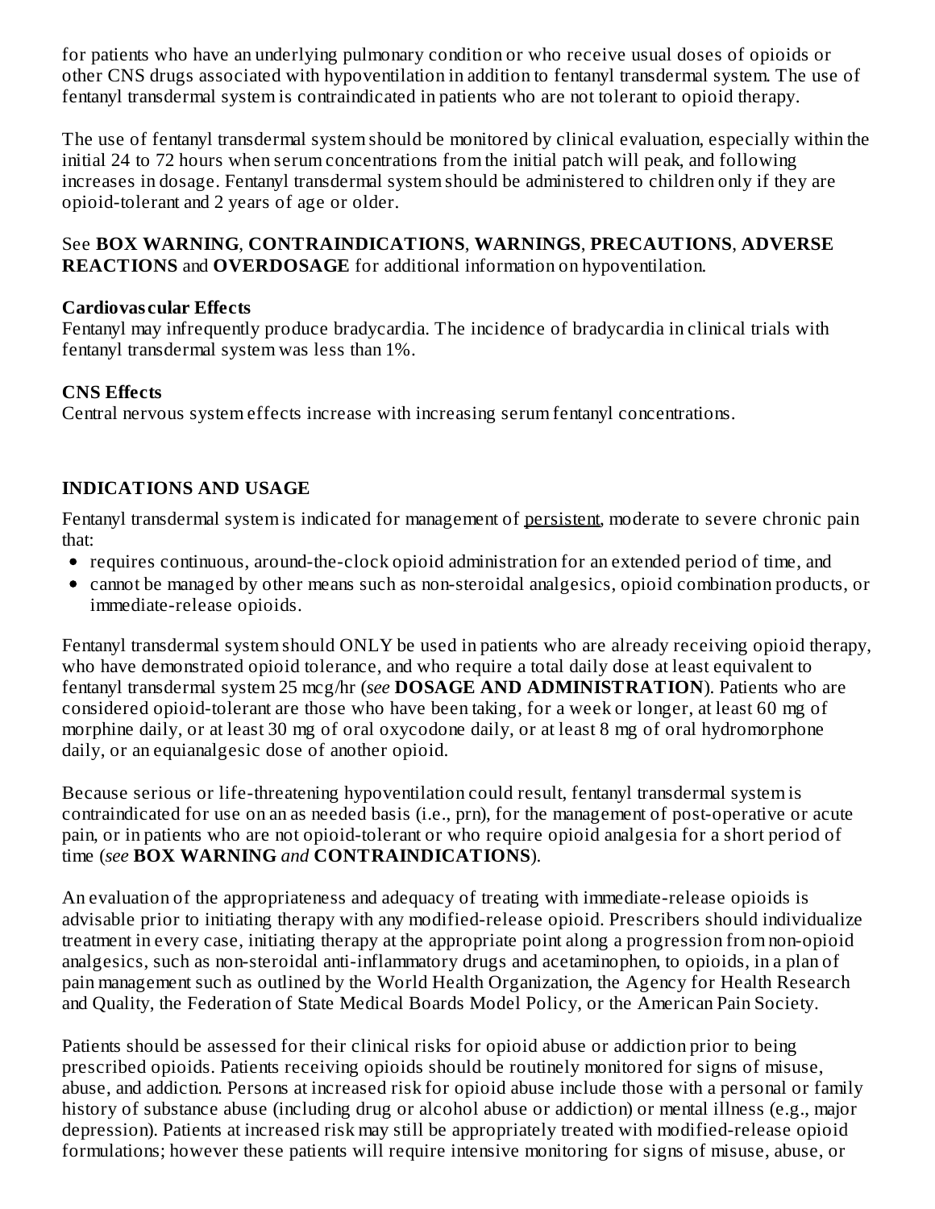for patients who have an underlying pulmonary condition or who receive usual doses of opioids or other CNS drugs associated with hypoventilation in addition to fentanyl transdermal system. The use of fentanyl transdermal system is contraindicated in patients who are not tolerant to opioid therapy.

The use of fentanyl transdermal system should be monitored by clinical evaluation, especially within the initial 24 to 72 hours when serum concentrations from the initial patch will peak, and following increases in dosage. Fentanyl transdermal system should be administered to children only if they are opioid-tolerant and 2 years of age or older.

See **BOX WARNING**, **CONTRAINDICATIONS**, **WARNINGS**, **PRECAUTIONS**, **ADVERSE REACTIONS** and **OVERDOSAGE** for additional information on hypoventilation.

**Cardiovascular Effects**

Fentanyl may infrequently produce bradycardia. The incidence of bradycardia in clinical trials with fentanyl transdermal system was less than 1%.

**CNS Effects**

Central nervous system effects increase with increasing serum fentanyl concentrations.

## INDICATIONS AND USAGE

Fentanyl transdermal system is indicated for management of persistent, moderate to severe chronic pain that:

- requires continuous, around-the-clock opioid administration for an extended period of time, and
- cannot be managed by other means such as non-steroidal analgesics, opioid combination products, or immediate-release opioids.

Fentanyl transdermal system should ONLY be used in patients who are already receiving opioid therapy, who have demonstrated opioid tolerance, and who require a total daily dose at least equivalent to fentanyl transdermal system 25 mcg/hr (*see* **DOSAGE AND ADMINISTRATION**). Patients who are considered opioid-tolerant are those who have been taking, for a week or longer, at least 60 mg of morphine daily, or at least 30 mg of oral oxycodone daily, or at least 8 mg of oral hydromorphone daily, or an equianalgesic dose of another opioid.

Because serious or life-threatening hypoventilation could result, fentanyl transdermal system is contraindicated for use on an as needed basis (i.e., prn), for the management of post-operative or acute pain, or in patients who are not opioid-tolerant or who require opioid analgesia for a short period of time (*see* **BOX WARNING** *and* **CONTRAINDICATIONS**).

An evaluation of the appropriateness and adequacy of treating with immediate-release opioids is advisable prior to initiating therapy with any modified-release opioid. Prescribers should individualize treatment in every case, initiating therapy at the appropriate point along a progression from non-opioid analgesics, such as non-steroidal anti-inflammatory drugs and acetaminophen, to opioids, in a plan of pain management such as outlined by the World Health Organization, the Agency for Health Research and Quality, the Federation of State Medical Boards Model Policy, or the American Pain Society.

Patients should be assessed for their clinical risks for opioid abuse or addiction prior to being prescribed opioids. Patients receiving opioids should be routinely monitored for signs of misuse, abuse, and addiction. Persons at increased risk for opioid abuse include those with a personal or family history of substance abuse (including drug or alcohol abuse or addiction) or mental illness (e.g., major depression). Patients at increased risk may still be appropriately treated with modified-release opioid formulations; however these patients will require intensive monitoring for signs of misuse, abuse, or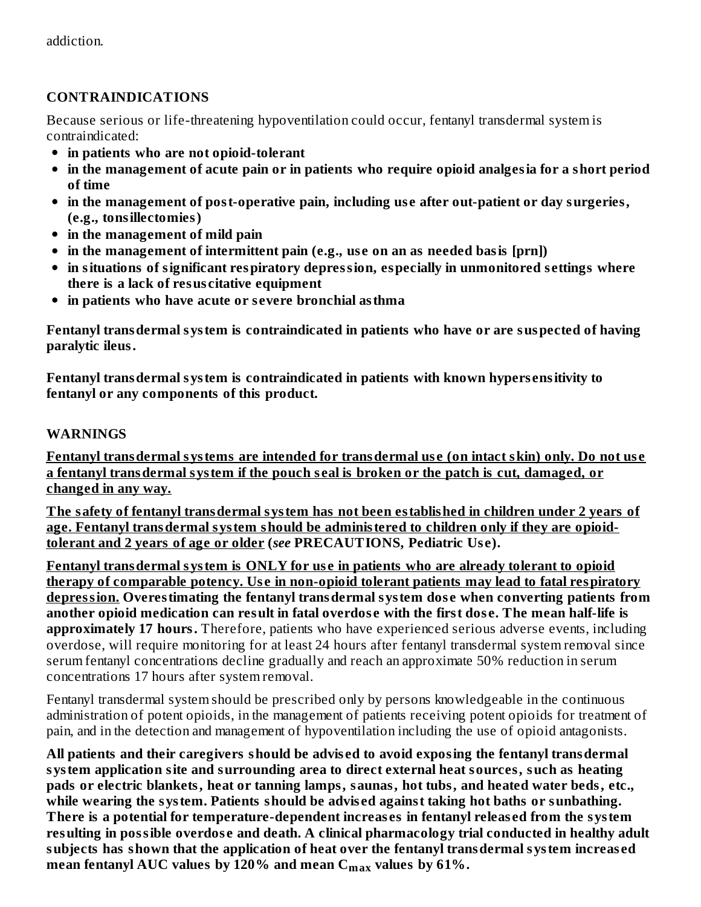addiction.

## CONTRAINDICATIONS

Because serious or life-threatening hypoventilation could occur, fentanyl transdermal system is contraindicated:

- **in patients who are not opioid-tolerant**
- **in the management of acute pain or in patients who require opioid analgesia for a short period of time**
- **in the management of post-operative pain, including use after out-patient or day surgeries, (e.g., tonsillectomies)**
- **in the management of mild pain**
- **in the management of intermittent pain (e.g., use on an as needed basis [prn])**
- **in situations of significant respiratory depression, especially in unmonitored settings where there is a lack of resuscitative equipment**
- **in patients who have acute or severe bronchial asthma**

**Fentanyl transdermal system is contraindicated in patients who have or are suspected of having paralytic ileus.**

**Fentanyl transdermal system is contraindicated in patients with known hypersensitivity to fentanyl or any components of this product.**

## WARNINGS

**Fentanyl transdermal systems are intended for transdermal use (on intact skin) only. Do not use a fentanyl transdermal system if the pouch seal is broken or the patch is cut, damaged, or changed in any way.**

**The safety of fentanyl transdermal system has not been established in children under 2 years of age. Fentanyl transdermal system should be administered to children only if they are opioid-tolerant and 2 years of age or older (*see* PRECAUTIONS, Pediatric Use).**

**Fentanyl transdermal system is ONLY for use in patients who are already tolerant to opioid therapy of comparable potency. Use in non-opioid tolerant patients may lead to fatal respiratory depression. Overestimating the fentanyl transdermal system dose when converting patients from another opioid medication can result in fatal overdose with the first dose. The mean half-life is approximately 17 hours.** Therefore, patients who have experienced serious adverse events, including overdose, will require monitoring for at least 24 hours after fentanyl transdermal system removal since serum fentanyl concentrations decline gradually and reach an approximate 50% reduction in serum concentrations 17 hours after system removal.

Fentanyl transdermal system should be prescribed only by persons knowledgeable in the continuous administration of potent opioids, in the management of patients receiving potent opioids for treatment of pain, and in the detection and management of hypoventilation including the use of opioid antagonists.

**All patients and their caregivers should be advised to avoid exposing the fentanyl transdermal system application site and surrounding area to direct external heat sources, such as heating pads or electric blankets, heat or tanning lamps, saunas, hot tubs, and heated water beds, etc., while wearing the system. Patients should be advised against taking hot baths or sunbathing. There is a potential for temperature-dependent increases in fentanyl released from the system resulting in possible overdose and death. A clinical pharmacology trial conducted in healthy adult subjects has shown that the application of heat over the fentanyl transdermal system increased mean fentanyl AUC values by 120% and mean $C_{max}$ values by 61%.**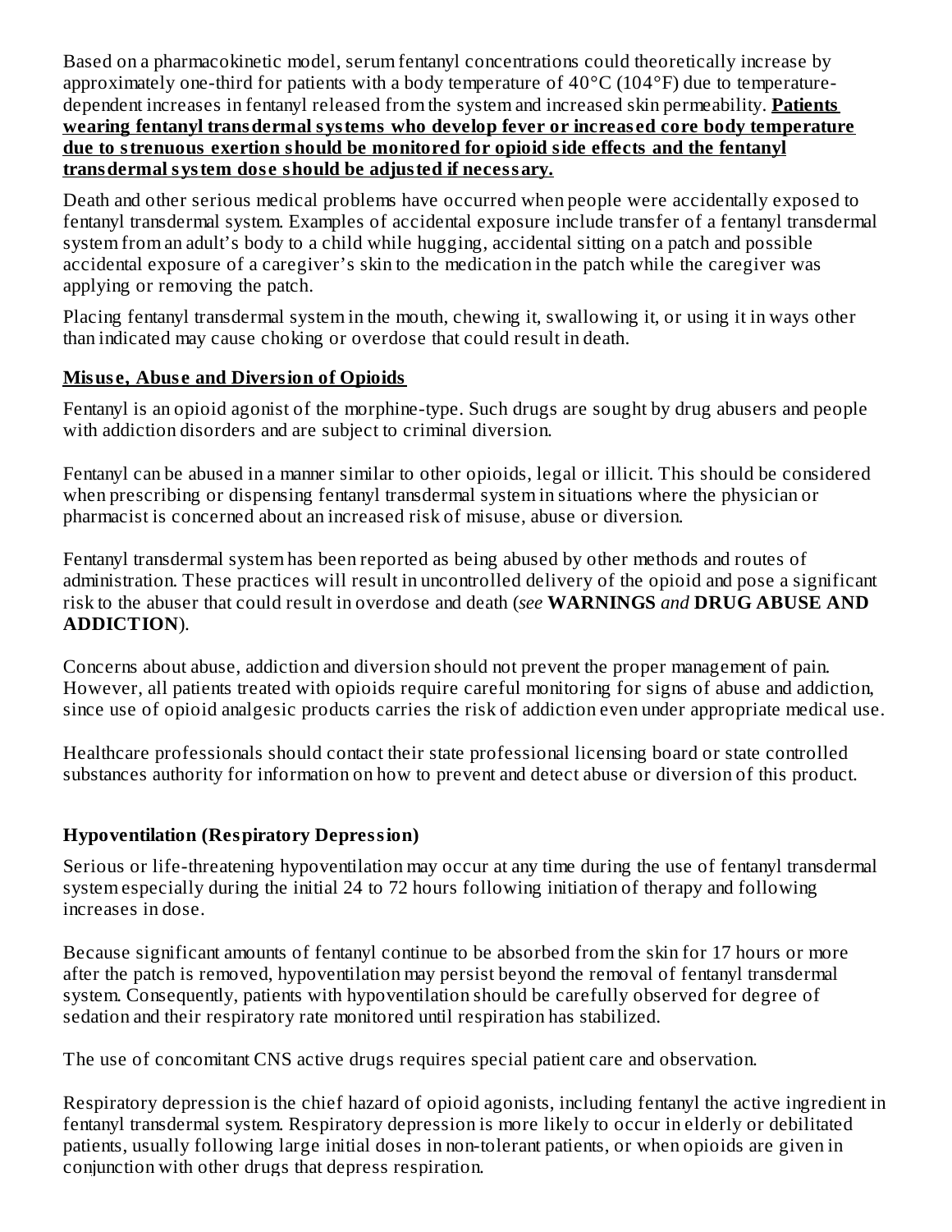Based on a pharmacokinetic model, serum fentanyl concentrations could theoretically increase by approximately one-third for patients with a body temperature of 40°C (104°F) due to temperature-dependent increases in fentanyl released from the system and increased skin permeability. **Patients wearing fentanyl transdermal systems who develop fever or increased core body temperature due to strenuous exertion should be monitored for opioid side effects and the fentanyl transdermal system dose should be adjusted if necessary.**

Death and other serious medical problems have occurred when people were accidentally exposed to fentanyl transdermal system. Examples of accidental exposure include transfer of a fentanyl transdermal system from an adult's body to a child while hugging, accidental sitting on a patch and possible accidental exposure of a caregiver's skin to the medication in the patch while the caregiver was applying or removing the patch.

Placing fentanyl transdermal system in the mouth, chewing it, swallowing it, or using it in ways other than indicated may cause choking or overdose that could result in death.

**Misuse, Abuse and Diversion of Opioids**

Fentanyl is an opioid agonist of the morphine-type. Such drugs are sought by drug abusers and people with addiction disorders and are subject to criminal diversion.

Fentanyl can be abused in a manner similar to other opioids, legal or illicit. This should be considered when prescribing or dispensing fentanyl transdermal system in situations where the physician or pharmacist is concerned about an increased risk of misuse, abuse or diversion.

Fentanyl transdermal system has been reported as being abused by other methods and routes of administration. These practices will result in uncontrolled delivery of the opioid and pose a significant risk to the abuser that could result in overdose and death (*see* **WARNINGS** *and* **DRUG ABUSE AND ADDICTION**).

Concerns about abuse, addiction and diversion should not prevent the proper management of pain. However, all patients treated with opioids require careful monitoring for signs of abuse and addiction, since use of opioid analgesic products carries the risk of addiction even under appropriate medical use.

Healthcare professionals should contact their state professional licensing board or state controlled substances authority for information on how to prevent and detect abuse or diversion of this product.

**Hypoventilation (Respiratory Depression)**

Serious or life-threatening hypoventilation may occur at any time during the use of fentanyl transdermal system especially during the initial 24 to 72 hours following initiation of therapy and following increases in dose.

Because significant amounts of fentanyl continue to be absorbed from the skin for 17 hours or more after the patch is removed, hypoventilation may persist beyond the removal of fentanyl transdermal system. Consequently, patients with hypoventilation should be carefully observed for degree of sedation and their respiratory rate monitored until respiration has stabilized.

The use of concomitant CNS active drugs requires special patient care and observation.

Respiratory depression is the chief hazard of opioid agonists, including fentanyl the active ingredient in fentanyl transdermal system. Respiratory depression is more likely to occur in elderly or debilitated patients, usually following large initial doses in non-tolerant patients, or when opioids are given in conjunction with other drugs that depress respiration.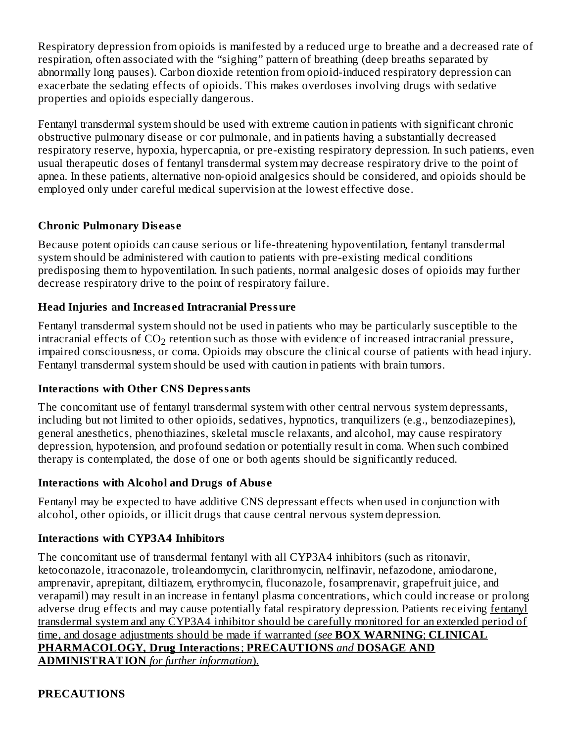Respiratory depression from opioids is manifested by a reduced urge to breathe and a decreased rate of respiration, often associated with the "sighing" pattern of breathing (deep breaths separated by abnormally long pauses). Carbon dioxide retention from opioid-induced respiratory depression can exacerbate the sedating effects of opioids. This makes overdoses involving drugs with sedative properties and opioids especially dangerous.

Fentanyl transdermal system should be used with extreme caution in patients with significant chronic obstructive pulmonary disease or cor pulmonale, and in patients having a substantially decreased respiratory reserve, hypoxia, hypercapnia, or pre-existing respiratory depression. In such patients, even usual therapeutic doses of fentanyl transdermal system may decrease respiratory drive to the point of apnea. In these patients, alternative non-opioid analgesics should be considered, and opioids should be employed only under careful medical supervision at the lowest effective dose.

**Chronic Pulmonary Disease**

Because potent opioids can cause serious or life-threatening hypoventilation, fentanyl transdermal system should be administered with caution to patients with pre-existing medical conditions predisposing them to hypoventilation. In such patients, normal analgesic doses of opioids may further decrease respiratory drive to the point of respiratory failure.

**Head Injuries and Increased Intracranial Pressure**

Fentanyl transdermal system should not be used in patients who may be particularly susceptible to the intracranial effects of $CO_2$ retention such as those with evidence of increased intracranial pressure, impaired consciousness, or coma. Opioids may obscure the clinical course of patients with head injury. Fentanyl transdermal system should be used with caution in patients with brain tumors.

**Interactions with Other CNS Depressants**

The concomitant use of fentanyl transdermal system with other central nervous system depressants, including but not limited to other opioids, sedatives, hypnotics, tranquilizers (e.g., benzodiazepines), general anesthetics, phenothiazines, skeletal muscle relaxants, and alcohol, may cause respiratory depression, hypotension, and profound sedation or potentially result in coma. When such combined therapy is contemplated, the dose of one or both agents should be significantly reduced.

**Interactions with Alcohol and Drugs of Abuse**

Fentanyl may be expected to have additive CNS depressant effects when used in conjunction with alcohol, other opioids, or illicit drugs that cause central nervous system depression.

**Interactions with CYP3A4 Inhibitors**

The concomitant use of transdermal fentanyl with all CYP3A4 inhibitors (such as ritonavir, ketoconazole, itraconazole, troleandomycin, clarithromycin, nelfinavir, nefazodone, amiodarone, amprenavir, aprepitant, diltiazem, erythromycin, fluconazole, fosamprenavir, grapefruit juice, and verapamil) may result in an increase in fentanyl plasma concentrations, which could increase or prolong adverse drug effects and may cause potentially fatal respiratory depression. Patients receiving fentanyl transdermal system and any CYP3A4 inhibitor should be carefully monitored for an extended period of time, and dosage adjustments should be made if warranted (*see* **BOX WARNING**; **CLINICAL PHARMACOLOGY, Drug Interactions**; **PRECAUTIONS** *and* **DOSAGE AND ADMINISTRATION** *for further information*).

**PRECAUTIONS**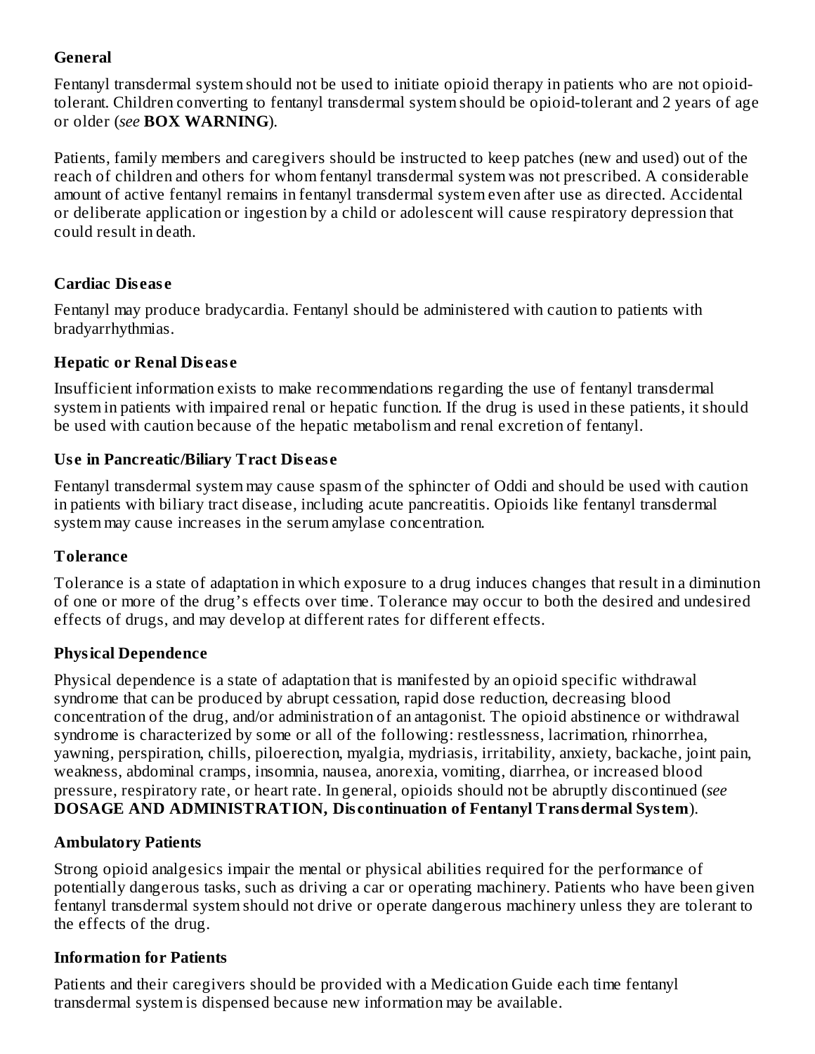### General

Fentanyl transdermal system should not be used to initiate opioid therapy in patients who are not opioid-tolerant. Children converting to fentanyl transdermal system should be opioid-tolerant and 2 years of age or older (*see* **BOX WARNING**).

Patients, family members and caregivers should be instructed to keep patches (new and used) out of the reach of children and others for whom fentanyl transdermal system was not prescribed. A considerable amount of active fentanyl remains in fentanyl transdermal system even after use as directed. Accidental or deliberate application or ingestion by a child or adolescent will cause respiratory depression that could result in death.

### Cardiac Disease

Fentanyl may produce bradycardia. Fentanyl should be administered with caution to patients with bradyarrhythmias.

### Hepatic or Renal Disease

Insufficient information exists to make recommendations regarding the use of fentanyl transdermal system in patients with impaired renal or hepatic function. If the drug is used in these patients, it should be used with caution because of the hepatic metabolism and renal excretion of fentanyl.

### Use in Pancreatic/Biliary Tract Disease

Fentanyl transdermal system may cause spasm of the sphincter of Oddi and should be used with caution in patients with biliary tract disease, including acute pancreatitis. Opioids like fentanyl transdermal system may cause increases in the serum amylase concentration.

### Tolerance

Tolerance is a state of adaptation in which exposure to a drug induces changes that result in a diminution of one or more of the drug's effects over time. Tolerance may occur to both the desired and undesired effects of drugs, and may develop at different rates for different effects.

### Physical Dependence

Physical dependence is a state of adaptation that is manifested by an opioid specific withdrawal syndrome that can be produced by abrupt cessation, rapid dose reduction, decreasing blood concentration of the drug, and/or administration of an antagonist. The opioid abstinence or withdrawal syndrome is characterized by some or all of the following: restlessness, lacrimation, rhinorrhea, yawning, perspiration, chills, piloerection, myalgia, mydriasis, irritability, anxiety, backache, joint pain, weakness, abdominal cramps, insomnia, nausea, anorexia, vomiting, diarrhea, or increased blood pressure, respiratory rate, or heart rate. In general, opioids should not be abruptly discontinued (*see* **DOSAGE AND ADMINISTRATION, Discontinuation of Fentanyl Transdermal System**).

### Ambulatory Patients

Strong opioid analgesics impair the mental or physical abilities required for the performance of potentially dangerous tasks, such as driving a car or operating machinery. Patients who have been given fentanyl transdermal system should not drive or operate dangerous machinery unless they are tolerant to the effects of the drug.

### Information for Patients

Patients and their caregivers should be provided with a Medication Guide each time fentanyl transdermal system is dispensed because new information may be available.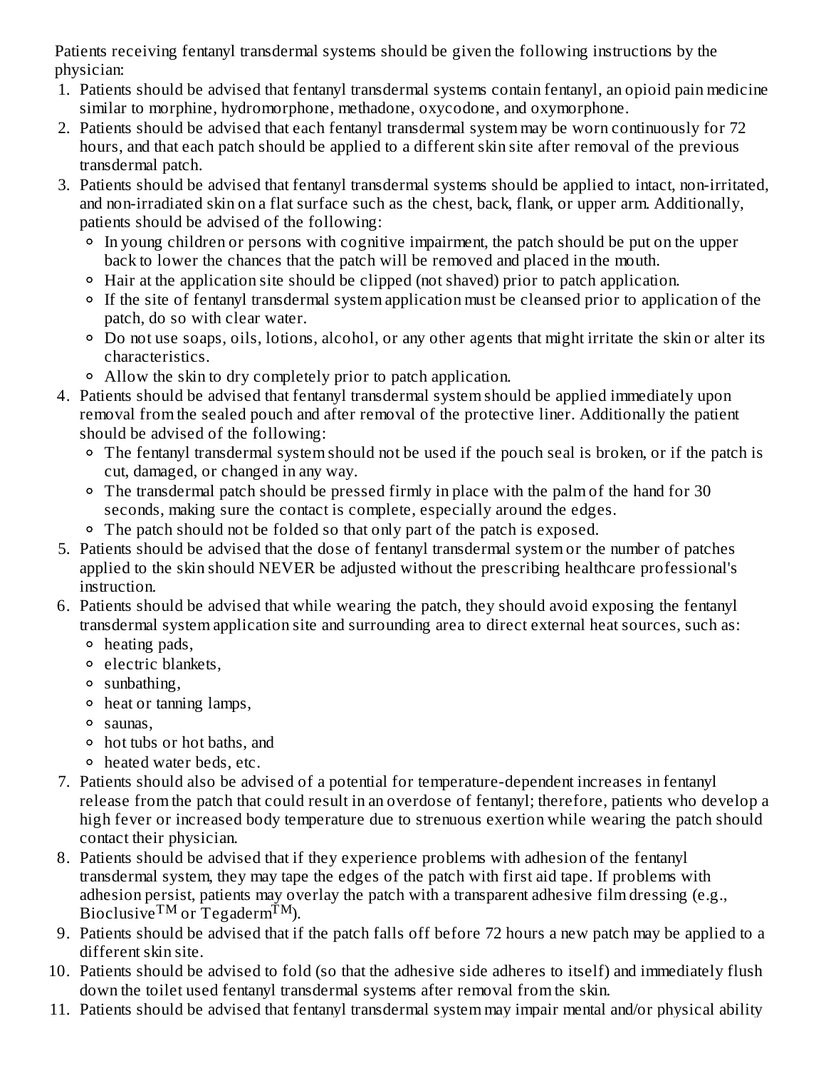Patients receiving fentanyl transdermal systems should be given the following instructions by the physician:

1. Patients should be advised that fentanyl transdermal systems contain fentanyl, an opioid pain medicine similar to morphine, hydromorphone, methadone, oxycodone, and oxymorphone.
2. Patients should be advised that each fentanyl transdermal system may be worn continuously for 72 hours, and that each patch should be applied to a different skin site after removal of the previous transdermal patch.
3. Patients should be advised that fentanyl transdermal systems should be applied to intact, non-irritated, and non-irradiated skin on a flat surface such as the chest, back, flank, or upper arm. Additionally, patients should be advised of the following:
   - In young children or persons with cognitive impairment, the patch should be put on the upper back to lower the chances that the patch will be removed and placed in the mouth.
   - Hair at the application site should be clipped (not shaved) prior to patch application.
   - If the site of fentanyl transdermal system application must be cleansed prior to application of the patch, do so with clear water.
   - Do not use soaps, oils, lotions, alcohol, or any other agents that might irritate the skin or alter its characteristics.
   - Allow the skin to dry completely prior to patch application.
4. Patients should be advised that fentanyl transdermal system should be applied immediately upon removal from the sealed pouch and after removal of the protective liner. Additionally the patient should be advised of the following:
   - The fentanyl transdermal system should not be used if the pouch seal is broken, or if the patch is cut, damaged, or changed in any way.
   - The transdermal patch should be pressed firmly in place with the palm of the hand for 30 seconds, making sure the contact is complete, especially around the edges.
   - The patch should not be folded so that only part of the patch is exposed.
5. Patients should be advised that the dose of fentanyl transdermal system or the number of patches applied to the skin should NEVER be adjusted without the prescribing healthcare professional's instruction.
6. Patients should be advised that while wearing the patch, they should avoid exposing the fentanyl transdermal system application site and surrounding area to direct external heat sources, such as:
   - heating pads,
   - electric blankets,
   - sunbathing,
   - heat or tanning lamps,
   - saunas,
   - hot tubs or hot baths, and
   - heated water beds, etc.
7. Patients should also be advised of a potential for temperature-dependent increases in fentanyl release from the patch that could result in an overdose of fentanyl; therefore, patients who develop a high fever or increased body temperature due to strenuous exertion while wearing the patch should contact their physician.
8. Patients should be advised that if they experience problems with adhesion of the fentanyl transdermal system, they may tape the edges of the patch with first aid tape. If problems with adhesion persist, patients may overlay the patch with a transparent adhesive film dressing (e.g., Bioclusive™ or Tegaderm™).
9. Patients should be advised that if the patch falls off before 72 hours a new patch may be applied to a different skin site.
10. Patients should be advised to fold (so that the adhesive side adheres to itself) and immediately flush down the toilet used fentanyl transdermal systems after removal from the skin.
11. Patients should be advised that fentanyl transdermal system may impair mental and/or physical ability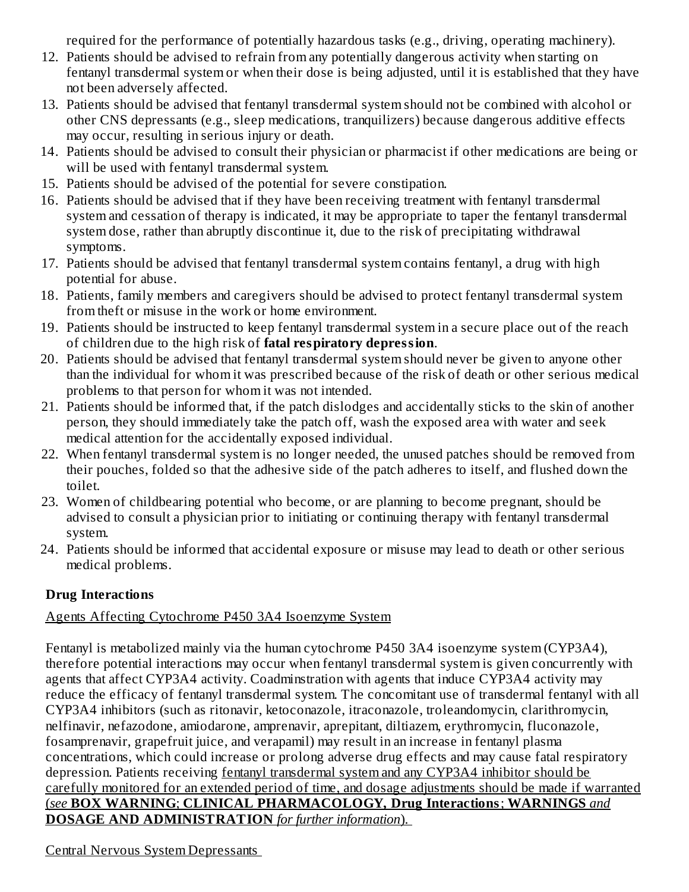required for the performance of potentially hazardous tasks (e.g., driving, operating machinery).

12. Patients should be advised to refrain from any potentially dangerous activity when starting on fentanyl transdermal system or when their dose is being adjusted, until it is established that they have not been adversely affected.
13. Patients should be advised that fentanyl transdermal system should not be combined with alcohol or other CNS depressants (e.g., sleep medications, tranquilizers) because dangerous additive effects may occur, resulting in serious injury or death.
14. Patients should be advised to consult their physician or pharmacist if other medications are being or will be used with fentanyl transdermal system.
15. Patients should be advised of the potential for severe constipation.
16. Patients should be advised that if they have been receiving treatment with fentanyl transdermal system and cessation of therapy is indicated, it may be appropriate to taper the fentanyl transdermal system dose, rather than abruptly discontinue it, due to the risk of precipitating withdrawal symptoms.
17. Patients should be advised that fentanyl transdermal system contains fentanyl, a drug with high potential for abuse.
18. Patients, family members and caregivers should be advised to protect fentanyl transdermal system from theft or misuse in the work or home environment.
19. Patients should be instructed to keep fentanyl transdermal system in a secure place out of the reach of children due to the high risk of **fatal respiratory depression**.
20. Patients should be advised that fentanyl transdermal system should never be given to anyone other than the individual for whom it was prescribed because of the risk of death or other serious medical problems to that person for whom it was not intended.
21. Patients should be informed that, if the patch dislodges and accidentally sticks to the skin of another person, they should immediately take the patch off, wash the exposed area with water and seek medical attention for the accidentally exposed individual.
22. When fentanyl transdermal system is no longer needed, the unused patches should be removed from their pouches, folded so that the adhesive side of the patch adheres to itself, and flushed down the toilet.
23. Women of childbearing potential who become, or are planning to become pregnant, should be advised to consult a physician prior to initiating or continuing therapy with fentanyl transdermal system.
24. Patients should be informed that accidental exposure or misuse may lead to death or other serious medical problems.

**Drug Interactions**

Agents Affecting Cytochrome P450 3A4 Isoenzyme System

Fentanyl is metabolized mainly via the human cytochrome P450 3A4 isoenzyme system (CYP3A4), therefore potential interactions may occur when fentanyl transdermal system is given concurrently with agents that affect CYP3A4 activity. Coadminstration with agents that induce CYP3A4 activity may reduce the efficacy of fentanyl transdermal system. The concomitant use of transdermal fentanyl with all CYP3A4 inhibitors (such as ritonavir, ketoconazole, itraconazole, troleandomycin, clarithromycin, nelfinavir, nefazodone, amiodarone, amprenavir, aprepitant, diltiazem, erythromycin, fluconazole, fosamprenavir, grapefruit juice, and verapamil) may result in an increase in fentanyl plasma concentrations, which could increase or prolong adverse drug effects and may cause fatal respiratory depression. Patients receiving fentanyl transdermal system and any CYP3A4 inhibitor should be carefully monitored for an extended period of time, and dosage adjustments should be made if warranted (*see* **BOX WARNING**; **CLINICAL PHARMACOLOGY, Drug Interactions**; **WARNINGS** *and* **DOSAGE AND ADMINISTRATION** *for further information*).

Central Nervous System Depressants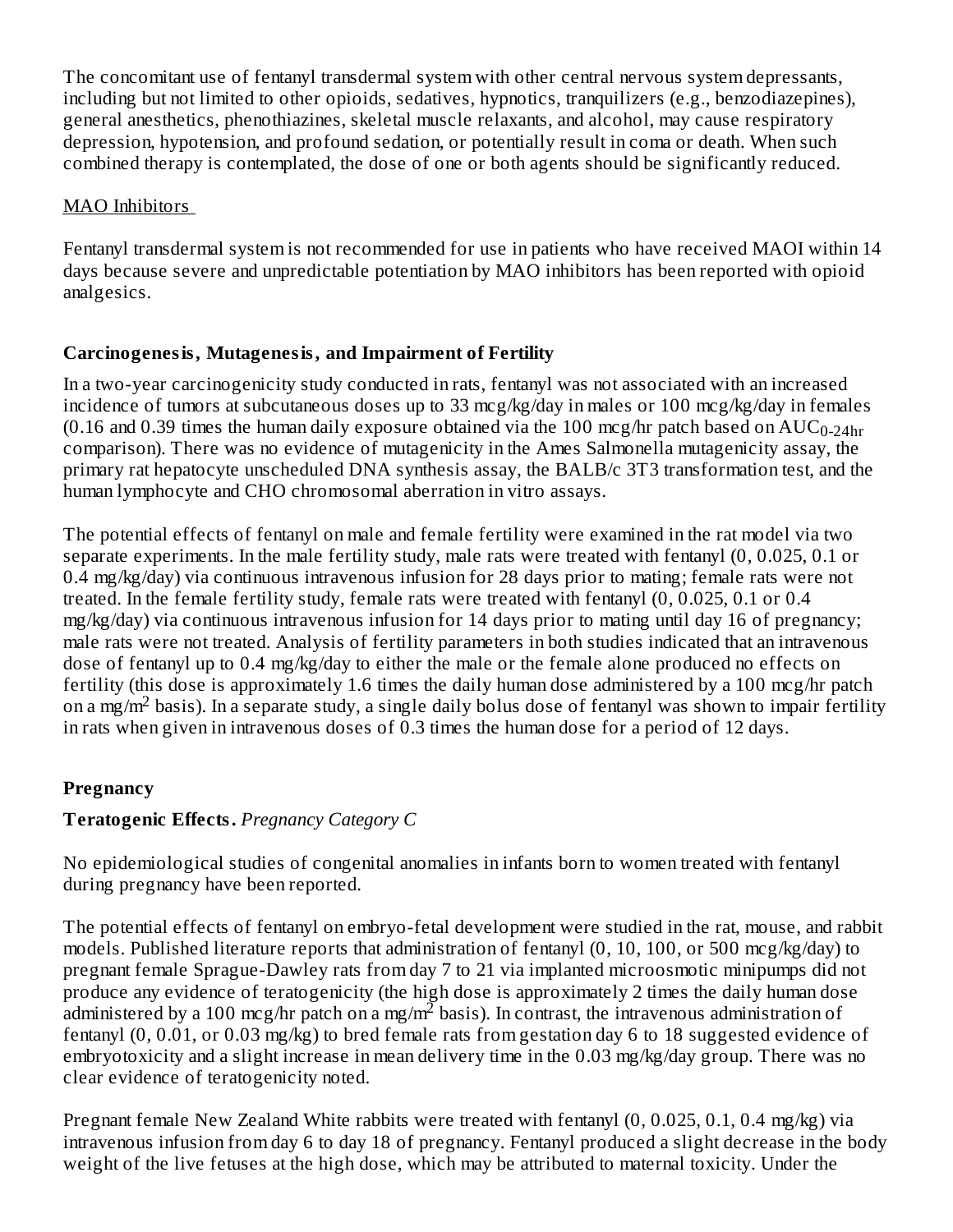The concomitant use of fentanyl transdermal system with other central nervous system depressants, including but not limited to other opioids, sedatives, hypnotics, tranquilizers (e.g., benzodiazepines), general anesthetics, phenothiazines, skeletal muscle relaxants, and alcohol, may cause respiratory depression, hypotension, and profound sedation, or potentially result in coma or death. When such combined therapy is contemplated, the dose of one or both agents should be significantly reduced.

MAO Inhibitors

Fentanyl transdermal system is not recommended for use in patients who have received MAOI within 14 days because severe and unpredictable potentiation by MAO inhibitors has been reported with opioid analgesics.

**Carcinogenesis, Mutagenesis, and Impairment of Fertility**

In a two-year carcinogenicity study conducted in rats, fentanyl was not associated with an increased incidence of tumors at subcutaneous doses up to 33 mcg/kg/day in males or 100 mcg/kg/day in females (0.16 and 0.39 times the human daily exposure obtained via the 100 mcg/hr patch based on $AUC_{0\text{-}24hr}$ comparison). There was no evidence of mutagenicity in the Ames Salmonella mutagenicity assay, the primary rat hepatocyte unscheduled DNA synthesis assay, the BALB/c 3T3 transformation test, and the human lymphocyte and CHO chromosomal aberration in vitro assays.

The potential effects of fentanyl on male and female fertility were examined in the rat model via two separate experiments. In the male fertility study, male rats were treated with fentanyl (0, 0.025, 0.1 or 0.4 mg/kg/day) via continuous intravenous infusion for 28 days prior to mating; female rats were not treated. In the female fertility study, female rats were treated with fentanyl (0, 0.025, 0.1 or 0.4 mg/kg/day) via continuous intravenous infusion for 14 days prior to mating until day 16 of pregnancy; male rats were not treated. Analysis of fertility parameters in both studies indicated that an intravenous dose of fentanyl up to 0.4 mg/kg/day to either the male or the female alone produced no effects on fertility (this dose is approximately 1.6 times the daily human dose administered by a 100 mcg/hr patch on a mg/$m^2$ basis). In a separate study, a single daily bolus dose of fentanyl was shown to impair fertility in rats when given in intravenous doses of 0.3 times the human dose for a period of 12 days.

**Pregnancy**

**Teratogenic Effects.** *Pregnancy Category C*

No epidemiological studies of congenital anomalies in infants born to women treated with fentanyl during pregnancy have been reported.

The potential effects of fentanyl on embryo-fetal development were studied in the rat, mouse, and rabbit models. Published literature reports that administration of fentanyl (0, 10, 100, or 500 mcg/kg/day) to pregnant female Sprague-Dawley rats from day 7 to 21 via implanted microosmotic minipumps did not produce any evidence of teratogenicity (the high dose is approximately 2 times the daily human dose administered by a 100 mcg/hr patch on a mg/$m^2$ basis). In contrast, the intravenous administration of fentanyl (0, 0.01, or 0.03 mg/kg) to bred female rats from gestation day 6 to 18 suggested evidence of embryotoxicity and a slight increase in mean delivery time in the 0.03 mg/kg/day group. There was no clear evidence of teratogenicity noted.

Pregnant female New Zealand White rabbits were treated with fentanyl (0, 0.025, 0.1, 0.4 mg/kg) via intravenous infusion from day 6 to day 18 of pregnancy. Fentanyl produced a slight decrease in the body weight of the live fetuses at the high dose, which may be attributed to maternal toxicity. Under the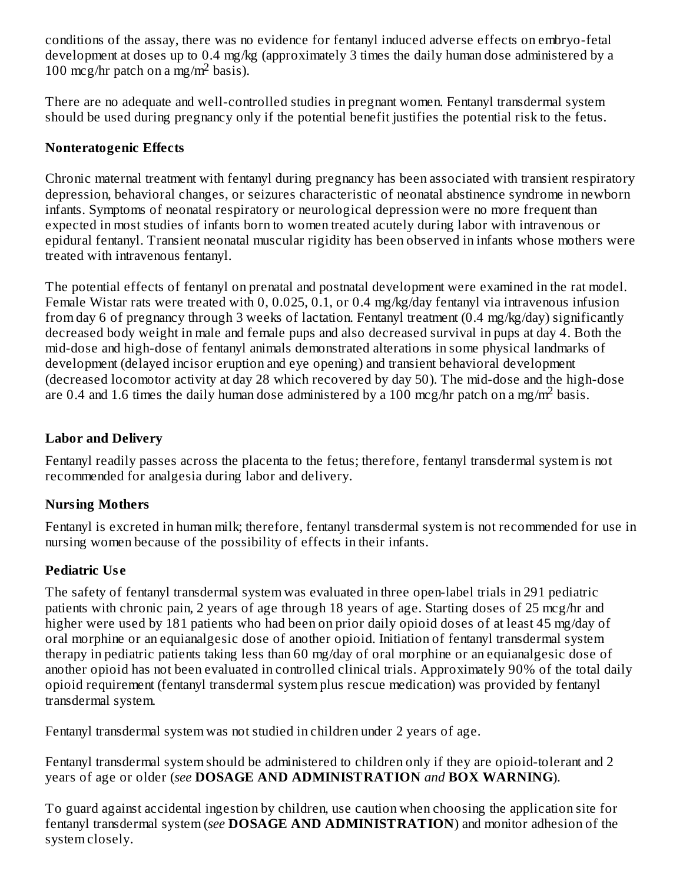conditions of the assay, there was no evidence for fentanyl induced adverse effects on embryo-fetal development at doses up to 0.4 mg/kg (approximately 3 times the daily human dose administered by a 100 mcg/hr patch on a mg/m$^2$ basis).

There are no adequate and well-controlled studies in pregnant women. Fentanyl transdermal system should be used during pregnancy only if the potential benefit justifies the potential risk to the fetus.

**Nonteratogenic Effects**

Chronic maternal treatment with fentanyl during pregnancy has been associated with transient respiratory depression, behavioral changes, or seizures characteristic of neonatal abstinence syndrome in newborn infants. Symptoms of neonatal respiratory or neurological depression were no more frequent than expected in most studies of infants born to women treated acutely during labor with intravenous or epidural fentanyl. Transient neonatal muscular rigidity has been observed in infants whose mothers were treated with intravenous fentanyl.

The potential effects of fentanyl on prenatal and postnatal development were examined in the rat model. Female Wistar rats were treated with 0, 0.025, 0.1, or 0.4 mg/kg/day fentanyl via intravenous infusion from day 6 of pregnancy through 3 weeks of lactation. Fentanyl treatment (0.4 mg/kg/day) significantly decreased body weight in male and female pups and also decreased survival in pups at day 4. Both the mid-dose and high-dose of fentanyl animals demonstrated alterations in some physical landmarks of development (delayed incisor eruption and eye opening) and transient behavioral development (decreased locomotor activity at day 28 which recovered by day 50). The mid-dose and the high-dose are 0.4 and 1.6 times the daily human dose administered by a 100 mcg/hr patch on a mg/m$^2$ basis.

**Labor and Delivery**

Fentanyl readily passes across the placenta to the fetus; therefore, fentanyl transdermal system is not recommended for analgesia during labor and delivery.

**Nursing Mothers**

Fentanyl is excreted in human milk; therefore, fentanyl transdermal system is not recommended for use in nursing women because of the possibility of effects in their infants.

**Pediatric Use**

The safety of fentanyl transdermal system was evaluated in three open-label trials in 291 pediatric patients with chronic pain, 2 years of age through 18 years of age. Starting doses of 25 mcg/hr and higher were used by 181 patients who had been on prior daily opioid doses of at least 45 mg/day of oral morphine or an equianalgesic dose of another opioid. Initiation of fentanyl transdermal system therapy in pediatric patients taking less than 60 mg/day of oral morphine or an equianalgesic dose of another opioid has not been evaluated in controlled clinical trials. Approximately 90% of the total daily opioid requirement (fentanyl transdermal system plus rescue medication) was provided by fentanyl transdermal system.

Fentanyl transdermal system was not studied in children under 2 years of age.

Fentanyl transdermal system should be administered to children only if they are opioid-tolerant and 2 years of age or older (*see* **DOSAGE AND ADMINISTRATION** *and* **BOX WARNING**).

To guard against accidental ingestion by children, use caution when choosing the application site for fentanyl transdermal system (*see* **DOSAGE AND ADMINISTRATION**) and monitor adhesion of the system closely.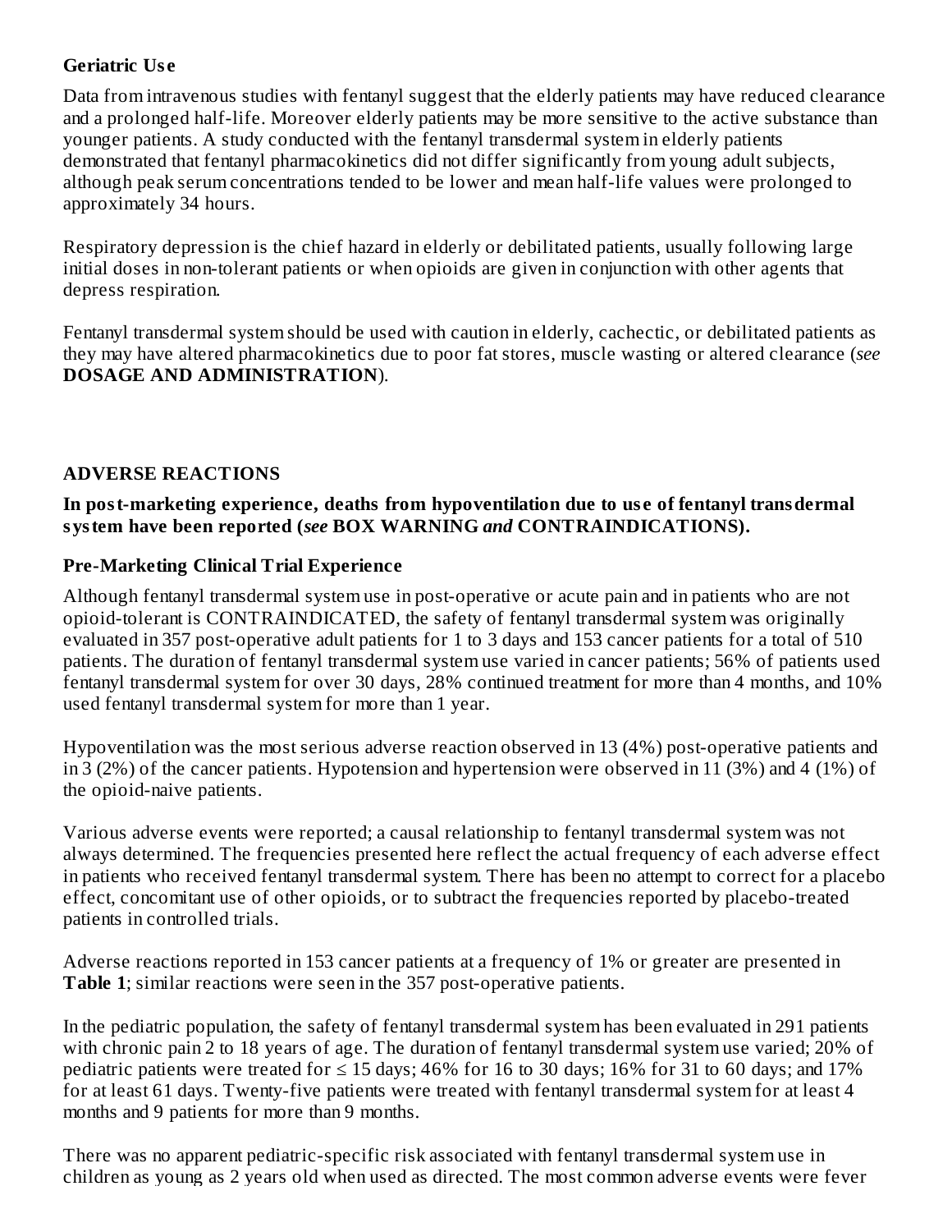### Geriatric Use

Data from intravenous studies with fentanyl suggest that the elderly patients may have reduced clearance and a prolonged half-life. Moreover elderly patients may be more sensitive to the active substance than younger patients. A study conducted with the fentanyl transdermal system in elderly patients demonstrated that fentanyl pharmacokinetics did not differ significantly from young adult subjects, although peak serum concentrations tended to be lower and mean half-life values were prolonged to approximately 34 hours.

Respiratory depression is the chief hazard in elderly or debilitated patients, usually following large initial doses in non-tolerant patients or when opioids are given in conjunction with other agents that depress respiration.

Fentanyl transdermal system should be used with caution in elderly, cachectic, or debilitated patients as they may have altered pharmacokinetics due to poor fat stores, muscle wasting or altered clearance (*see* **DOSAGE AND ADMINISTRATION**).

## ADVERSE REACTIONS

**In post-marketing experience, deaths from hypoventilation due to use of fentanyl transdermal system have been reported (*see* BOX WARNING *and* CONTRAINDICATIONS).**

### Pre-Marketing Clinical Trial Experience

Although fentanyl transdermal system use in post-operative or acute pain and in patients who are not opioid-tolerant is CONTRAINDICATED, the safety of fentanyl transdermal system was originally evaluated in 357 post-operative adult patients for 1 to 3 days and 153 cancer patients for a total of 510 patients. The duration of fentanyl transdermal system use varied in cancer patients; 56% of patients used fentanyl transdermal system for over 30 days, 28% continued treatment for more than 4 months, and 10% used fentanyl transdermal system for more than 1 year.

Hypoventilation was the most serious adverse reaction observed in 13 (4%) post-operative patients and in 3 (2%) of the cancer patients. Hypotension and hypertension were observed in 11 (3%) and 4 (1%) of the opioid-naive patients.

Various adverse events were reported; a causal relationship to fentanyl transdermal system was not always determined. The frequencies presented here reflect the actual frequency of each adverse effect in patients who received fentanyl transdermal system. There has been no attempt to correct for a placebo effect, concomitant use of other opioids, or to subtract the frequencies reported by placebo-treated patients in controlled trials.

Adverse reactions reported in 153 cancer patients at a frequency of 1% or greater are presented in **Table 1**; similar reactions were seen in the 357 post-operative patients.

In the pediatric population, the safety of fentanyl transdermal system has been evaluated in 291 patients with chronic pain 2 to 18 years of age. The duration of fentanyl transdermal system use varied; 20% of pediatric patients were treated for ≤ 15 days; 46% for 16 to 30 days; 16% for 31 to 60 days; and 17% for at least 61 days. Twenty-five patients were treated with fentanyl transdermal system for at least 4 months and 9 patients for more than 9 months.

There was no apparent pediatric-specific risk associated with fentanyl transdermal system use in children as young as 2 years old when used as directed. The most common adverse events were fever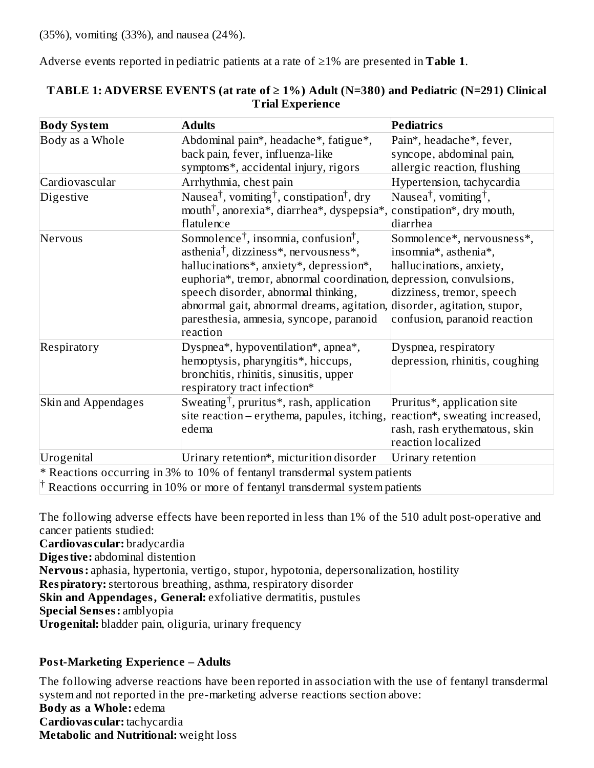(35%), vomiting (33%), and nausea (24%).

Adverse events reported in pediatric patients at a rate of ≥1% are presented in **Table 1**.

**TABLE 1: ADVERSE EVENTS (at rate of ≥ 1%) Adult (N=380) and Pediatric (N=291) Clinical Trial Experience**

| Body System | Adults | Pediatrics |
|---|---|---|
| Body as a Whole | Abdominal pain*, headache*, fatigue*, back pain, fever, influenza-like symptoms*, accidental injury, rigors | Pain*, headache*, fever, syncope, abdominal pain, allergic reaction, flushing |
| Cardiovascular | Arrhythmia, chest pain | Hypertension, tachycardia |
| Digestive | Nausea†, vomiting†, constipation†, dry mouth†, anorexia*, diarrhea*, dyspepsia*, flatulence | Nausea†, vomiting†, constipation*, dry mouth, diarrhea |
| Nervous | Somnolence†, insomnia, confusion†, asthenia†, dizziness*, nervousness*, hallucinations*, anxiety*, depression*, euphoria*, tremor, abnormal coordination, speech disorder, abnormal thinking, abnormal gait, abnormal dreams, agitation, paresthesia, amnesia, syncope, paranoid reaction | Somnolence*, nervousness*, insomnia*, asthenia*, hallucinations, anxiety, depression, convulsions, dizziness, tremor, speech disorder, agitation, stupor, confusion, paranoid reaction |
| Respiratory | Dyspnea*, hypoventilation*, apnea*, hemoptysis, pharyngitis*, hiccups, bronchitis, rhinitis, sinusitis, upper respiratory tract infection* | Dyspnea, respiratory depression, rhinitis, coughing |
| Skin and Appendages | Sweating†, pruritus*, rash, application site reaction – erythema, papules, itching, edema | Pruritus*, application site reaction*, sweating increased, rash, rash erythematous, skin reaction localized |
| Urogenital | Urinary retention*, micturition disorder | Urinary retention |

\* Reactions occurring in 3% to 10% of fentanyl transdermal system patients
† Reactions occurring in 10% or more of fentanyl transdermal system patients

The following adverse effects have been reported in less than 1% of the 510 adult post-operative and cancer patients studied:
**Cardiovascular:** bradycardia
**Digestive:** abdominal distention
**Nervous:** aphasia, hypertonia, vertigo, stupor, hypotonia, depersonalization, hostility
**Respiratory:** stertorous breathing, asthma, respiratory disorder
**Skin and Appendages, General:** exfoliative dermatitis, pustules
**Special Senses:** amblyopia
**Urogenital:** bladder pain, oliguria, urinary frequency

**Post-Marketing Experience – Adults**

The following adverse reactions have been reported in association with the use of fentanyl transdermal system and not reported in the pre-marketing adverse reactions section above:
**Body as a Whole:** edema
**Cardiovascular:** tachycardia
**Metabolic and Nutritional:** weight loss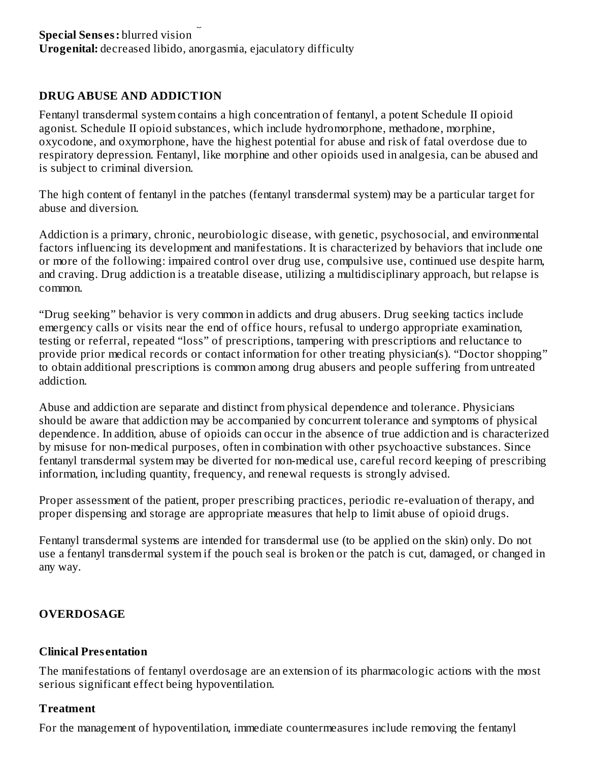**Special Senses:** blurred vision
**Urogenital:** decreased libido, anorgasmia, ejaculatory difficulty

## DRUG ABUSE AND ADDICTION

Fentanyl transdermal system contains a high concentration of fentanyl, a potent Schedule II opioid agonist. Schedule II opioid substances, which include hydromorphone, methadone, morphine, oxycodone, and oxymorphone, have the highest potential for abuse and risk of fatal overdose due to respiratory depression. Fentanyl, like morphine and other opioids used in analgesia, can be abused and is subject to criminal diversion.

The high content of fentanyl in the patches (fentanyl transdermal system) may be a particular target for abuse and diversion.

Addiction is a primary, chronic, neurobiologic disease, with genetic, psychosocial, and environmental factors influencing its development and manifestations. It is characterized by behaviors that include one or more of the following: impaired control over drug use, compulsive use, continued use despite harm, and craving. Drug addiction is a treatable disease, utilizing a multidisciplinary approach, but relapse is common.

"Drug seeking" behavior is very common in addicts and drug abusers. Drug seeking tactics include emergency calls or visits near the end of office hours, refusal to undergo appropriate examination, testing or referral, repeated "loss" of prescriptions, tampering with prescriptions and reluctance to provide prior medical records or contact information for other treating physician(s). "Doctor shopping" to obtain additional prescriptions is common among drug abusers and people suffering from untreated addiction.

Abuse and addiction are separate and distinct from physical dependence and tolerance. Physicians should be aware that addiction may be accompanied by concurrent tolerance and symptoms of physical dependence. In addition, abuse of opioids can occur in the absence of true addiction and is characterized by misuse for non-medical purposes, often in combination with other psychoactive substances. Since fentanyl transdermal system may be diverted for non-medical use, careful record keeping of prescribing information, including quantity, frequency, and renewal requests is strongly advised.

Proper assessment of the patient, proper prescribing practices, periodic re-evaluation of therapy, and proper dispensing and storage are appropriate measures that help to limit abuse of opioid drugs.

Fentanyl transdermal systems are intended for transdermal use (to be applied on the skin) only. Do not use a fentanyl transdermal system if the pouch seal is broken or the patch is cut, damaged, or changed in any way.

## OVERDOSAGE

### Clinical Presentation

The manifestations of fentanyl overdosage are an extension of its pharmacologic actions with the most serious significant effect being hypoventilation.

### Treatment

For the management of hypoventilation, immediate countermeasures include removing the fentanyl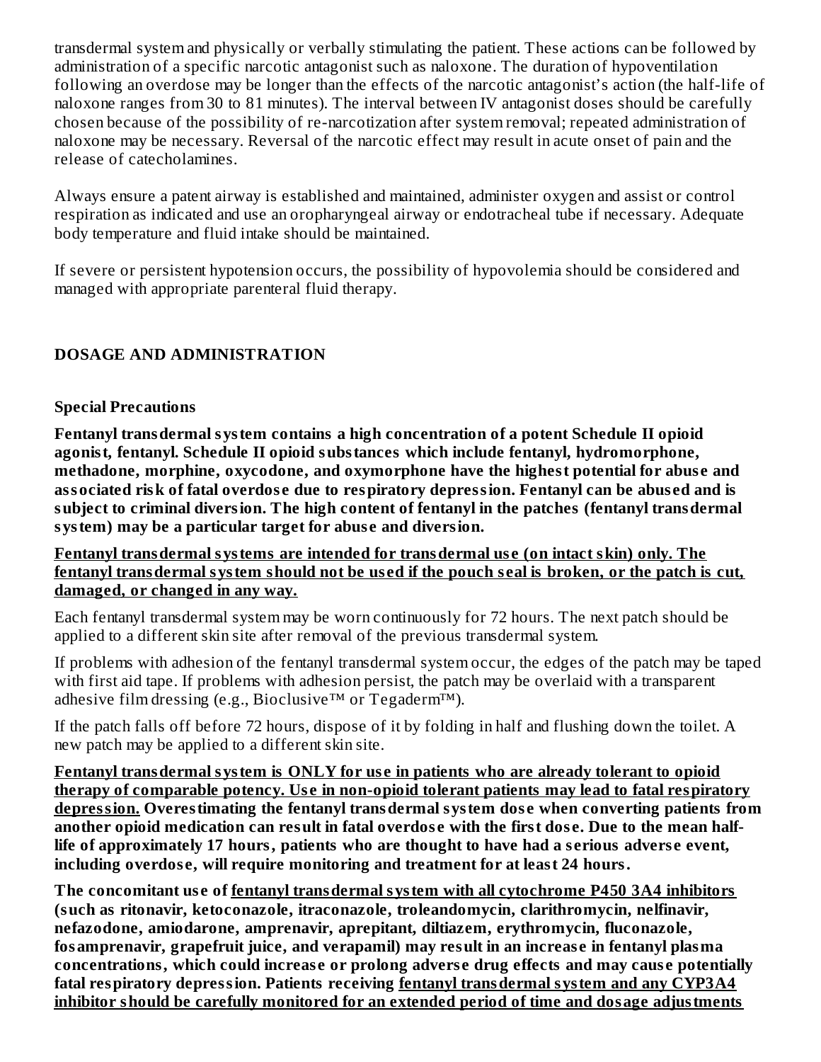transdermal system and physically or verbally stimulating the patient. These actions can be followed by administration of a specific narcotic antagonist such as naloxone. The duration of hypoventilation following an overdose may be longer than the effects of the narcotic antagonist's action (the half-life of naloxone ranges from 30 to 81 minutes). The interval between IV antagonist doses should be carefully chosen because of the possibility of re-narcotization after system removal; repeated administration of naloxone may be necessary. Reversal of the narcotic effect may result in acute onset of pain and the release of catecholamines.

Always ensure a patent airway is established and maintained, administer oxygen and assist or control respiration as indicated and use an oropharyngeal airway or endotracheal tube if necessary. Adequate body temperature and fluid intake should be maintained.

If severe or persistent hypotension occurs, the possibility of hypovolemia should be considered and managed with appropriate parenteral fluid therapy.

## DOSAGE AND ADMINISTRATION

### Special Precautions

**Fentanyl transdermal system contains a high concentration of a potent Schedule II opioid agonist, fentanyl. Schedule II opioid substances which include fentanyl, hydromorphone, methadone, morphine, oxycodone, and oxymorphone have the highest potential for abuse and associated risk of fatal overdose due to respiratory depression. Fentanyl can be abused and is subject to criminal diversion. The high content of fentanyl in the patches (fentanyl transdermal system) may be a particular target for abuse and diversion.**

**Fentanyl transdermal systems are intended for transdermal use (on intact skin) only. The fentanyl transdermal system should not be used if the pouch seal is broken, or the patch is cut, damaged, or changed in any way.**

Each fentanyl transdermal system may be worn continuously for 72 hours. The next patch should be applied to a different skin site after removal of the previous transdermal system.

If problems with adhesion of the fentanyl transdermal system occur, the edges of the patch may be taped with first aid tape. If problems with adhesion persist, the patch may be overlaid with a transparent adhesive film dressing (e.g., Bioclusive™ or Tegaderm™).

If the patch falls off before 72 hours, dispose of it by folding in half and flushing down the toilet. A new patch may be applied to a different skin site.

**Fentanyl transdermal system is ONLY for use in patients who are already tolerant to opioid therapy of comparable potency. Use in non-opioid tolerant patients may lead to fatal respiratory depression. Overestimating the fentanyl transdermal system dose when converting patients from another opioid medication can result in fatal overdose with the first dose. Due to the mean half-life of approximately 17 hours, patients who are thought to have had a serious adverse event, including overdose, will require monitoring and treatment for at least 24 hours.**

**The concomitant use of fentanyl transdermal system with all cytochrome P450 3A4 inhibitors (such as ritonavir, ketoconazole, itraconazole, troleandomycin, clarithromycin, nelfinavir, nefazodone, amiodarone, amprenavir, aprepitant, diltiazem, erythromycin, fluconazole, fosamprenavir, grapefruit juice, and verapamil) may result in an increase in fentanyl plasma concentrations, which could increase or prolong adverse drug effects and may cause potentially fatal respiratory depression. Patients receiving fentanyl transdermal system and any CYP3A4 inhibitor should be carefully monitored for an extended period of time and dosage adjustments**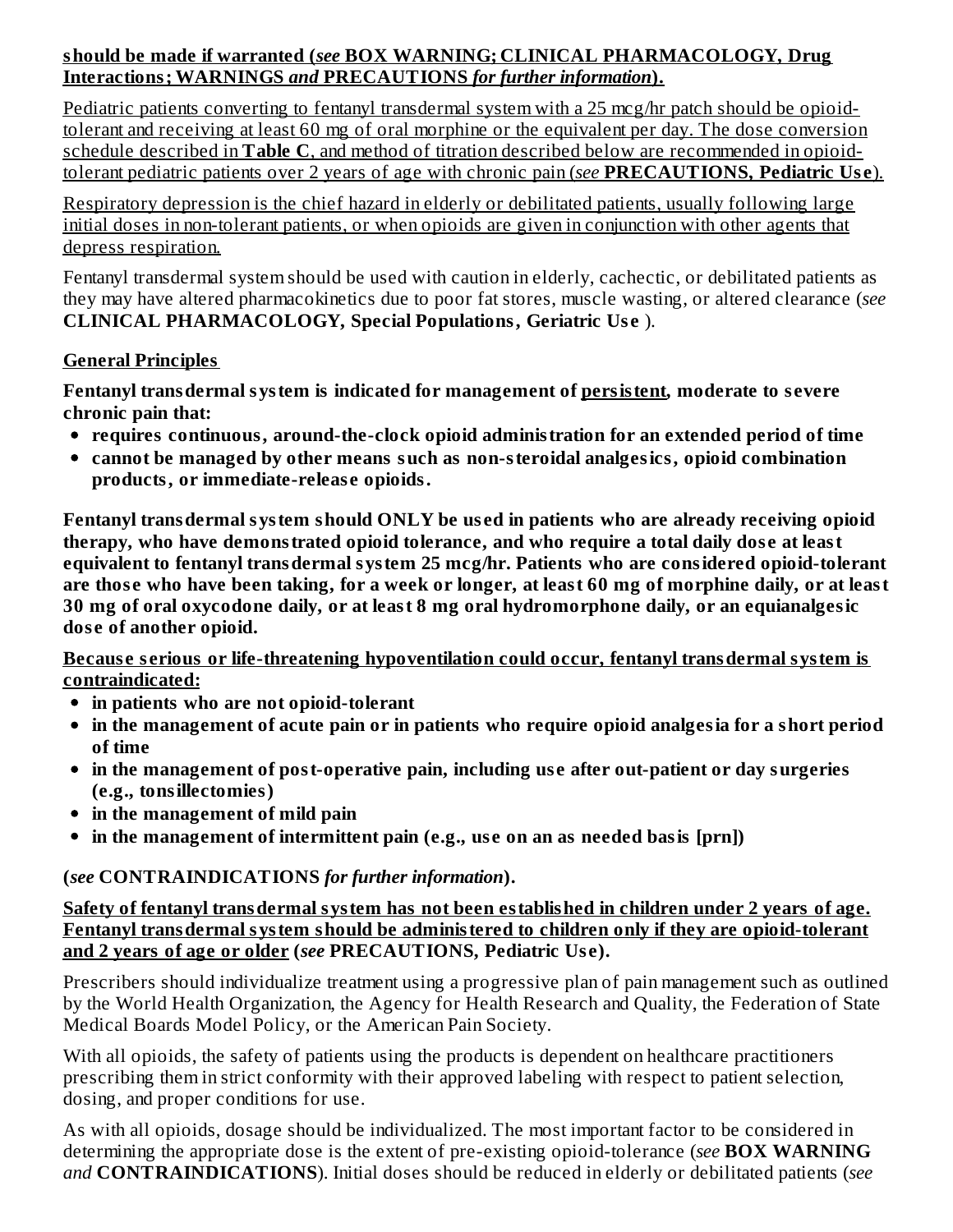**should be made if warranted (*see* BOX WARNING; CLINICAL PHARMACOLOGY, Drug Interactions; WARNINGS *and* PRECAUTIONS *for further information*).**

Pediatric patients converting to fentanyl transdermal system with a 25 mcg/hr patch should be opioid-tolerant and receiving at least 60 mg of oral morphine or the equivalent per day. The dose conversion schedule described in **Table C**, and method of titration described below are recommended in opioid-tolerant pediatric patients over 2 years of age with chronic pain (*see* **PRECAUTIONS, Pediatric Use**).

Respiratory depression is the chief hazard in elderly or debilitated patients, usually following large initial doses in non-tolerant patients, or when opioids are given in conjunction with other agents that depress respiration.

Fentanyl transdermal system should be used with caution in elderly, cachectic, or debilitated patients as they may have altered pharmacokinetics due to poor fat stores, muscle wasting, or altered clearance (*see* **CLINICAL PHARMACOLOGY, Special Populations, Geriatric Use** ).

## General Principles

**Fentanyl transdermal system is indicated for management of persistent, moderate to severe chronic pain that:**

- **requires continuous, around-the-clock opioid administration for an extended period of time**
- **cannot be managed by other means such as non-steroidal analgesics, opioid combination products, or immediate-release opioids.**

**Fentanyl transdermal system should ONLY be used in patients who are already receiving opioid therapy, who have demonstrated opioid tolerance, and who require a total daily dose at least equivalent to fentanyl transdermal system 25 mcg/hr. Patients who are considered opioid-tolerant are those who have been taking, for a week or longer, at least 60 mg of morphine daily, or at least 30 mg of oral oxycodone daily, or at least 8 mg oral hydromorphone daily, or an equianalgesic dose of another opioid.**

**Because serious or life-threatening hypoventilation could occur, fentanyl transdermal system is contraindicated:**

- **in patients who are not opioid-tolerant**
- **in the management of acute pain or in patients who require opioid analgesia for a short period of time**
- **in the management of post-operative pain, including use after out-patient or day surgeries (e.g., tonsillectomies)**
- **in the management of mild pain**
- **in the management of intermittent pain (e.g., use on an as needed basis [prn])**

**(*see* CONTRAINDICATIONS *for further information*).**

**Safety of fentanyl transdermal system has not been established in children under 2 years of age. Fentanyl transdermal system should be administered to children only if they are opioid-tolerant and 2 years of age or older (*see* PRECAUTIONS, Pediatric Use).**

Prescribers should individualize treatment using a progressive plan of pain management such as outlined by the World Health Organization, the Agency for Health Research and Quality, the Federation of State Medical Boards Model Policy, or the American Pain Society.

With all opioids, the safety of patients using the products is dependent on healthcare practitioners prescribing them in strict conformity with their approved labeling with respect to patient selection, dosing, and proper conditions for use.

As with all opioids, dosage should be individualized. The most important factor to be considered in determining the appropriate dose is the extent of pre-existing opioid-tolerance (*see* **BOX WARNING** *and* **CONTRAINDICATIONS**). Initial doses should be reduced in elderly or debilitated patients (*see*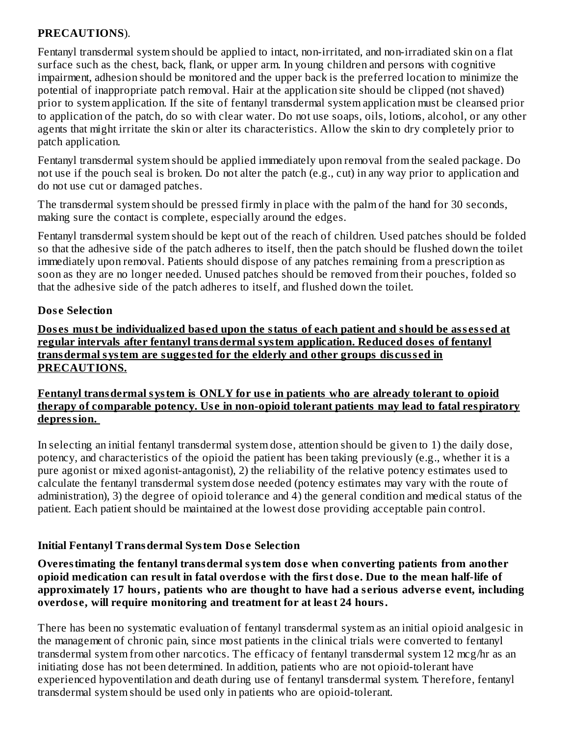**PRECAUTIONS**).

Fentanyl transdermal system should be applied to intact, non-irritated, and non-irradiated skin on a flat surface such as the chest, back, flank, or upper arm. In young children and persons with cognitive impairment, adhesion should be monitored and the upper back is the preferred location to minimize the potential of inappropriate patch removal. Hair at the application site should be clipped (not shaved) prior to system application. If the site of fentanyl transdermal system application must be cleansed prior to application of the patch, do so with clear water. Do not use soaps, oils, lotions, alcohol, or any other agents that might irritate the skin or alter its characteristics. Allow the skin to dry completely prior to patch application.

Fentanyl transdermal system should be applied immediately upon removal from the sealed package. Do not use if the pouch seal is broken. Do not alter the patch (e.g., cut) in any way prior to application and do not use cut or damaged patches.

The transdermal system should be pressed firmly in place with the palm of the hand for 30 seconds, making sure the contact is complete, especially around the edges.

Fentanyl transdermal system should be kept out of the reach of children. Used patches should be folded so that the adhesive side of the patch adheres to itself, then the patch should be flushed down the toilet immediately upon removal. Patients should dispose of any patches remaining from a prescription as soon as they are no longer needed. Unused patches should be removed from their pouches, folded so that the adhesive side of the patch adheres to itself, and flushed down the toilet.

### Dose Selection

**Doses must be individualized based upon the status of each patient and should be assessed at regular intervals after fentanyl transdermal system application. Reduced doses of fentanyl transdermal system are suggested for the elderly and other groups discussed in PRECAUTIONS.**

**Fentanyl transdermal system is ONLY for use in patients who are already tolerant to opioid therapy of comparable potency. Use in non-opioid tolerant patients may lead to fatal respiratory depression.**

In selecting an initial fentanyl transdermal system dose, attention should be given to 1) the daily dose, potency, and characteristics of the opioid the patient has been taking previously (e.g., whether it is a pure agonist or mixed agonist-antagonist), 2) the reliability of the relative potency estimates used to calculate the fentanyl transdermal system dose needed (potency estimates may vary with the route of administration), 3) the degree of opioid tolerance and 4) the general condition and medical status of the patient. Each patient should be maintained at the lowest dose providing acceptable pain control.

### Initial Fentanyl Transdermal System Dose Selection

**Overestimating the fentanyl transdermal system dose when converting patients from another opioid medication can result in fatal overdose with the first dose. Due to the mean half-life of approximately 17 hours, patients who are thought to have had a serious adverse event, including overdose, will require monitoring and treatment for at least 24 hours.**

There has been no systematic evaluation of fentanyl transdermal system as an initial opioid analgesic in the management of chronic pain, since most patients in the clinical trials were converted to fentanyl transdermal system from other narcotics. The efficacy of fentanyl transdermal system 12 mcg/hr as an initiating dose has not been determined. In addition, patients who are not opioid-tolerant have experienced hypoventilation and death during use of fentanyl transdermal system. Therefore, fentanyl transdermal system should be used only in patients who are opioid-tolerant.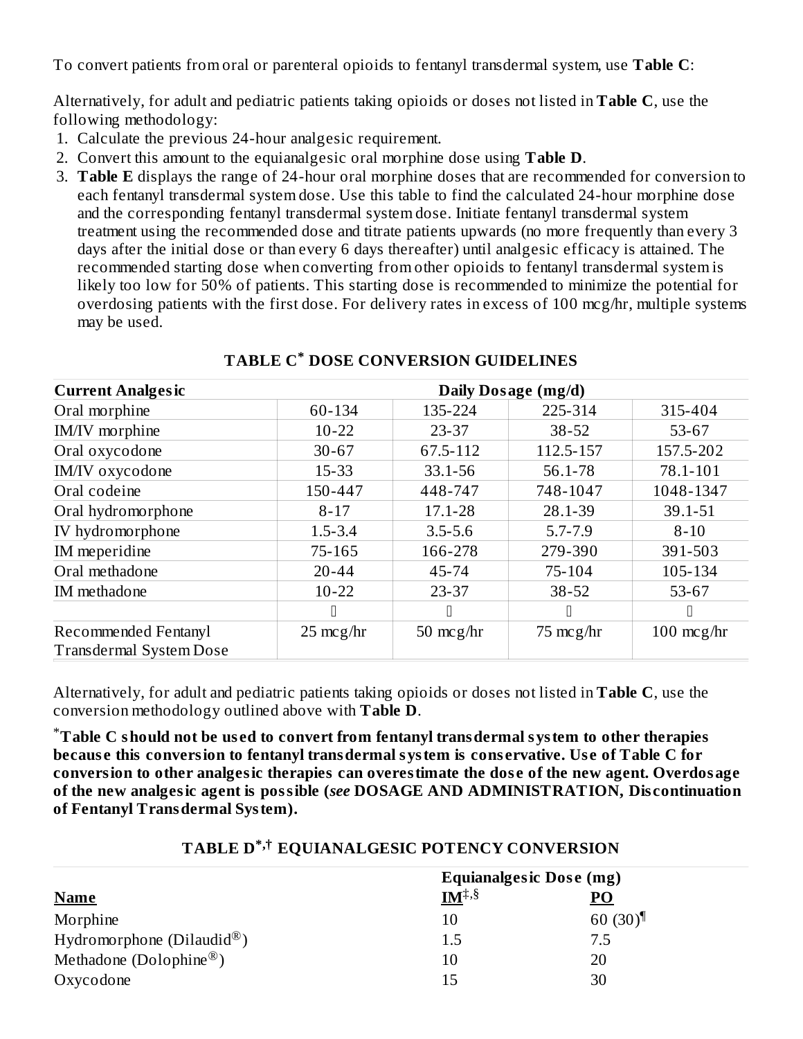To convert patients from oral or parenteral opioids to fentanyl transdermal system, use **Table C**:

Alternatively, for adult and pediatric patients taking opioids or doses not listed in **Table C**, use the following methodology:

1. Calculate the previous 24-hour analgesic requirement.
2. Convert this amount to the equianalgesic oral morphine dose using **Table D**.
3. **Table E** displays the range of 24-hour oral morphine doses that are recommended for conversion to each fentanyl transdermal system dose. Use this table to find the calculated 24-hour morphine dose and the corresponding fentanyl transdermal system dose. Initiate fentanyl transdermal system treatment using the recommended dose and titrate patients upwards (no more frequently than every 3 days after the initial dose or than every 6 days thereafter) until analgesic efficacy is attained. The recommended starting dose when converting from other opioids to fentanyl transdermal system is likely too low for 50% of patients. This starting dose is recommended to minimize the potential for overdosing patients with the first dose. For delivery rates in excess of 100 mcg/hr, multiple systems may be used.

### TABLE C[*] DOSE CONVERSION GUIDELINES

| Current Analgesic | Daily Dosage (mg/d) | | | |
|---|---|---|---|---|
| Oral morphine | 60-134 | 135-224 | 225-314 | 315-404 |
| IM/IV morphine | 10-22 | 23-37 | 38-52 | 53-67 |
| Oral oxycodone | 30-67 | 67.5-112 | 112.5-157 | 157.5-202 |
| IM/IV oxycodone | 15-33 | 33.1-56 | 56.1-78 | 78.1-101 |
| Oral codeine | 150-447 | 448-747 | 748-1047 | 1048-1347 |
| Oral hydromorphone | 8-17 | 17.1-28 | 28.1-39 | 39.1-51 |
| IV hydromorphone | 1.5-3.4 | 3.5-5.6 | 5.7-7.9 | 8-10 |
| IM meperidine | 75-165 | 166-278 | 279-390 | 391-503 |
| Oral methadone | 20-44 | 45-74 | 75-104 | 105-134 |
| IM methadone | 10-22 | 23-37 | 38-52 | 53-67 |
| | ↓ | ↓ | ↓ | ↓ |
| Recommended Fentanyl Transdermal System Dose | 25 mcg/hr | 50 mcg/hr | 75 mcg/hr | 100 mcg/hr |

Alternatively, for adult and pediatric patients taking opioids or doses not listed in **Table C**, use the conversion methodology outlined above with **Table D**.

[*]**Table C should not be used to convert from fentanyl transdermal system to other therapies because this conversion to fentanyl transdermal system is conservative. Use of Table C for conversion to other analgesic therapies can overestimate the dose of the new agent. Overdosage of the new analgesic agent is possible (*see* DOSAGE AND ADMINISTRATION, Discontinuation of Fentanyl Transdermal System).**

### TABLE D[*,†] EQUIANALGESIC POTENCY CONVERSION

| Name | Equianalgesic Dose (mg) IM[‡,§] | PO |
|---|---|---|
| Morphine | 10 | 60 (30)[¶] |
| Hydromorphone (Dilaudid®) | 1.5 | 7.5 |
| Methadone (Dolophine®) | 10 | 20 |
| Oxycodone | 15 | 30 |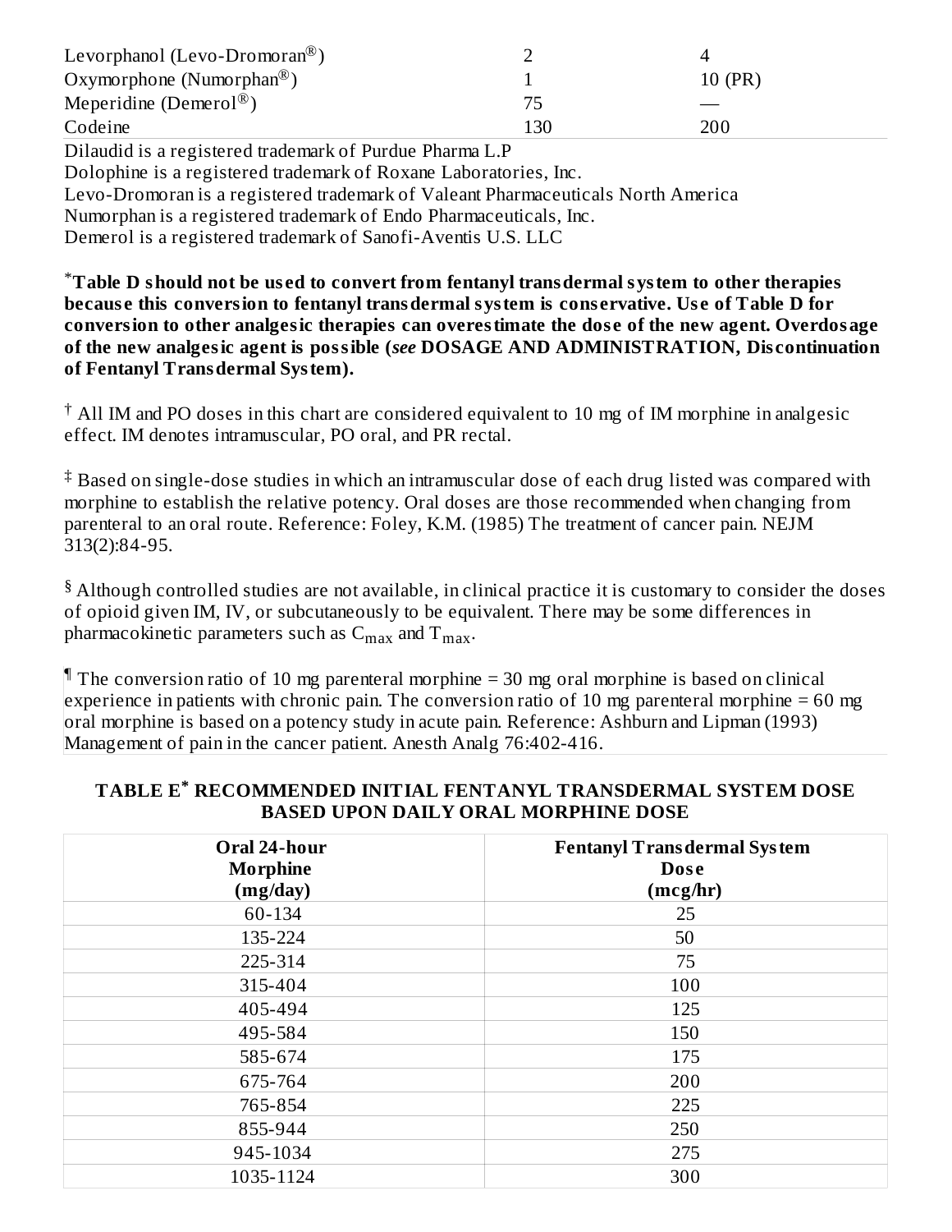| | | |
|---|---|---|
| Levorphanol (Levo-Dromoran®) | 2 | 4 |
| Oxymorphone (Numorphan®) | 1 | 10 (PR) |
| Meperidine (Demerol®) | 75 | — |
| Codeine | 130 | 200 |

Dilaudid is a registered trademark of Purdue Pharma L.P

Dolophine is a registered trademark of Roxane Laboratories, Inc.

Levo-Dromoran is a registered trademark of Valeant Pharmaceuticals North America

Numorphan is a registered trademark of Endo Pharmaceuticals, Inc.

Demerol is a registered trademark of Sanofi-Aventis U.S. LLC

**[*]Table D should not be used to convert from fentanyl transdermal system to other therapies because this conversion to fentanyl transdermal system is conservative. Use of Table D for conversion to other analgesic therapies can overestimate the dose of the new agent. Overdosage of the new analgesic agent is possible (*see* DOSAGE AND ADMINISTRATION, Discontinuation of Fentanyl Transdermal System).**

[†] All IM and PO doses in this chart are considered equivalent to 10 mg of IM morphine in analgesic effect. IM denotes intramuscular, PO oral, and PR rectal.

[‡] Based on single-dose studies in which an intramuscular dose of each drug listed was compared with morphine to establish the relative potency. Oral doses are those recommended when changing from parenteral to an oral route. Reference: Foley, K.M. (1985) The treatment of cancer pain. NEJM 313(2):84-95.

[§] Although controlled studies are not available, in clinical practice it is customary to consider the doses of opioid given IM, IV, or subcutaneously to be equivalent. There may be some differences in pharmacokinetic parameters such as $C_{max}$ and $T_{max}$.

[¶] The conversion ratio of 10 mg parenteral morphine = 30 mg oral morphine is based on clinical experience in patients with chronic pain. The conversion ratio of 10 mg parenteral morphine = 60 mg oral morphine is based on a potency study in acute pain. Reference: Ashburn and Lipman (1993) Management of pain in the cancer patient. Anesth Analg 76:402-416.

**TABLE E[*] RECOMMENDED INITIAL FENTANYL TRANSDERMAL SYSTEM DOSE BASED UPON DAILY ORAL MORPHINE DOSE**

| Oral 24-hour Morphine (mg/day) | Fentanyl Transdermal System Dose (mcg/hr) |
|---|---|
| 60-134 | 25 |
| 135-224 | 50 |
| 225-314 | 75 |
| 315-404 | 100 |
| 405-494 | 125 |
| 495-584 | 150 |
| 585-674 | 175 |
| 675-764 | 200 |
| 765-854 | 225 |
| 855-944 | 250 |
| 945-1034 | 275 |
| 1035-1124 | 300 |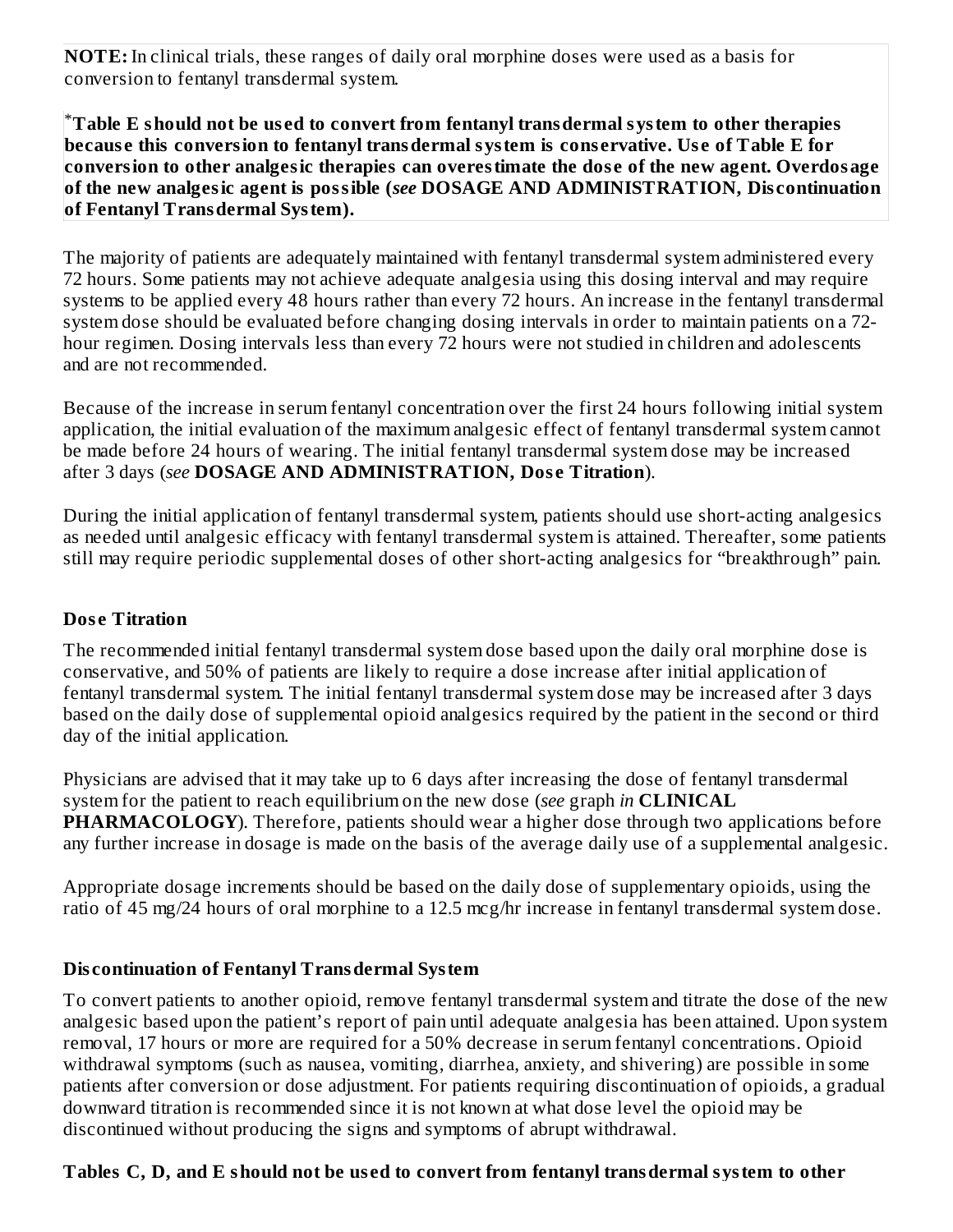**NOTE:** In clinical trials, these ranges of daily oral morphine doses were used as a basis for conversion to fentanyl transdermal system.

*__Table E should not be used to convert from fentanyl transdermal system to other therapies because this conversion to fentanyl transdermal system is conservative. Use of Table E for conversion to other analgesic therapies can overestimate the dose of the new agent. Overdosage of the new analgesic agent is possible (*see* DOSAGE AND ADMINISTRATION, Discontinuation of Fentanyl Transdermal System).__

The majority of patients are adequately maintained with fentanyl transdermal system administered every 72 hours. Some patients may not achieve adequate analgesia using this dosing interval and may require systems to be applied every 48 hours rather than every 72 hours. An increase in the fentanyl transdermal system dose should be evaluated before changing dosing intervals in order to maintain patients on a 72-hour regimen. Dosing intervals less than every 72 hours were not studied in children and adolescents and are not recommended.

Because of the increase in serum fentanyl concentration over the first 24 hours following initial system application, the initial evaluation of the maximum analgesic effect of fentanyl transdermal system cannot be made before 24 hours of wearing. The initial fentanyl transdermal system dose may be increased after 3 days (*see* **DOSAGE AND ADMINISTRATION, Dose Titration**).

During the initial application of fentanyl transdermal system, patients should use short-acting analgesics as needed until analgesic efficacy with fentanyl transdermal system is attained. Thereafter, some patients still may require periodic supplemental doses of other short-acting analgesics for "breakthrough" pain.

### Dose Titration

The recommended initial fentanyl transdermal system dose based upon the daily oral morphine dose is conservative, and 50% of patients are likely to require a dose increase after initial application of fentanyl transdermal system. The initial fentanyl transdermal system dose may be increased after 3 days based on the daily dose of supplemental opioid analgesics required by the patient in the second or third day of the initial application.

Physicians are advised that it may take up to 6 days after increasing the dose of fentanyl transdermal system for the patient to reach equilibrium on the new dose (*see* graph *in* **CLINICAL PHARMACOLOGY**). Therefore, patients should wear a higher dose through two applications before any further increase in dosage is made on the basis of the average daily use of a supplemental analgesic.

Appropriate dosage increments should be based on the daily dose of supplementary opioids, using the ratio of 45 mg/24 hours of oral morphine to a 12.5 mcg/hr increase in fentanyl transdermal system dose.

### Discontinuation of Fentanyl Transdermal System

To convert patients to another opioid, remove fentanyl transdermal system and titrate the dose of the new analgesic based upon the patient's report of pain until adequate analgesia has been attained. Upon system removal, 17 hours or more are required for a 50% decrease in serum fentanyl concentrations. Opioid withdrawal symptoms (such as nausea, vomiting, diarrhea, anxiety, and shivering) are possible in some patients after conversion or dose adjustment. For patients requiring discontinuation of opioids, a gradual downward titration is recommended since it is not known at what dose level the opioid may be discontinued without producing the signs and symptoms of abrupt withdrawal.

**Tables C, D, and E should not be used to convert from fentanyl transdermal system to other**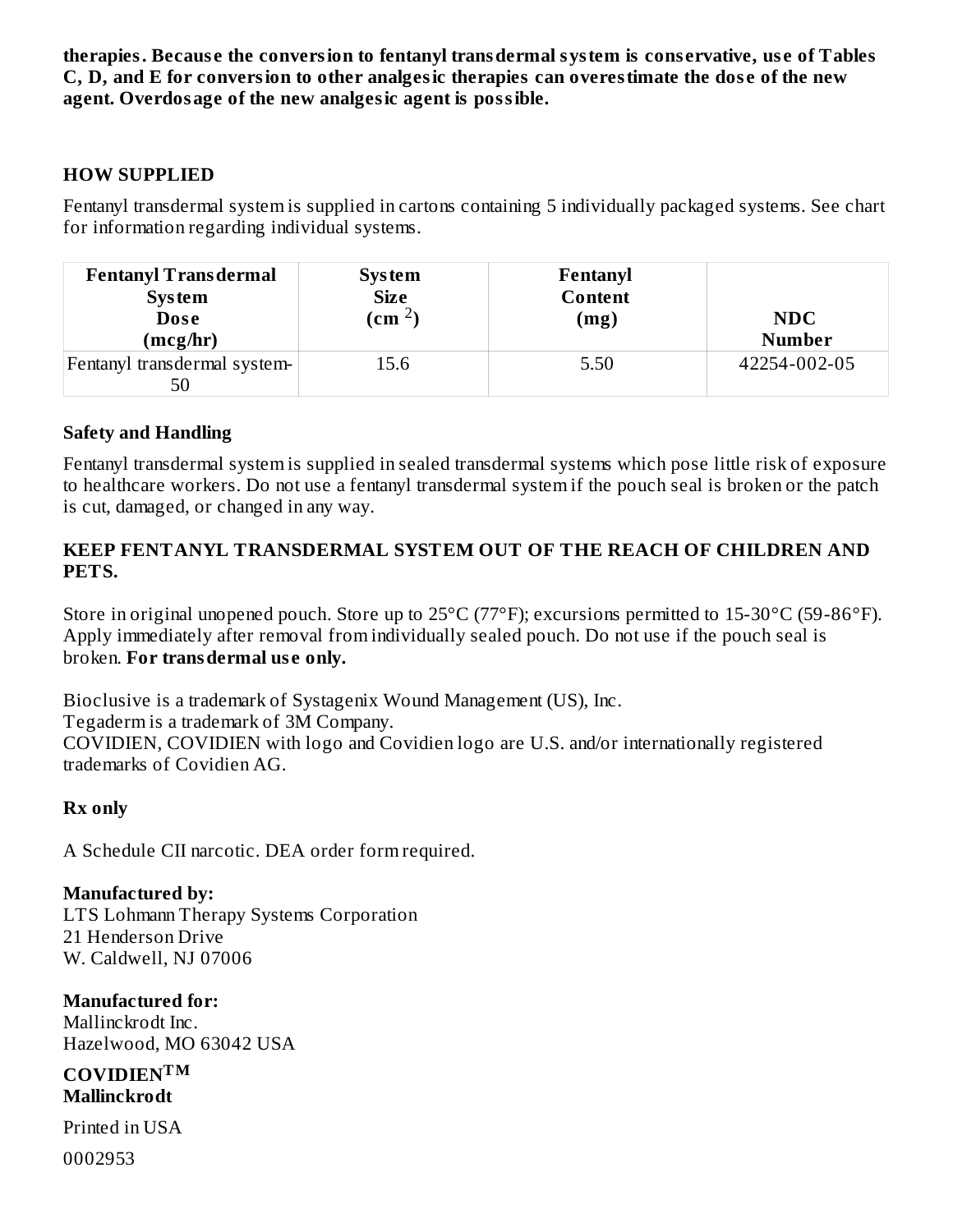**therapies. Because the conversion to fentanyl transdermal system is conservative, use of Tables C, D, and E for conversion to other analgesic therapies can overestimate the dose of the new agent. Overdosage of the new analgesic agent is possible.**

## HOW SUPPLIED

Fentanyl transdermal system is supplied in cartons containing 5 individually packaged systems. See chart for information regarding individual systems.

| Fentanyl Transdermal System Dose (mcg/hr) | System Size ($cm^2$) | Fentanyl Content (mg) | NDC Number |
|---|---|---|---|
| Fentanyl transdermal system-50 | 15.6 | 5.50 | 42254-002-05 |

### Safety and Handling

Fentanyl transdermal system is supplied in sealed transdermal systems which pose little risk of exposure to healthcare workers. Do not use a fentanyl transdermal system if the pouch seal is broken or the patch is cut, damaged, or changed in any way.

**KEEP FENTANYL TRANSDERMAL SYSTEM OUT OF THE REACH OF CHILDREN AND PETS.**

Store in original unopened pouch. Store up to 25°C (77°F); excursions permitted to 15-30°C (59-86°F). Apply immediately after removal from individually sealed pouch. Do not use if the pouch seal is broken. **For transdermal use only.**

Bioclusive is a trademark of Systagenix Wound Management (US), Inc.
Tegaderm is a trademark of 3M Company.
COVIDIEN, COVIDIEN with logo and Covidien logo are U.S. and/or internationally registered trademarks of Covidien AG.

**Rx only**

A Schedule CII narcotic. DEA order form required.

**Manufactured by:**
LTS Lohmann Therapy Systems Corporation
21 Henderson Drive
W. Caldwell, NJ 07006

**Manufactured for:**
Mallinckrodt Inc.
Hazelwood, MO 63042 USA

**COVIDIEN™**
**Mallinckrodt**

Printed in USA

0002953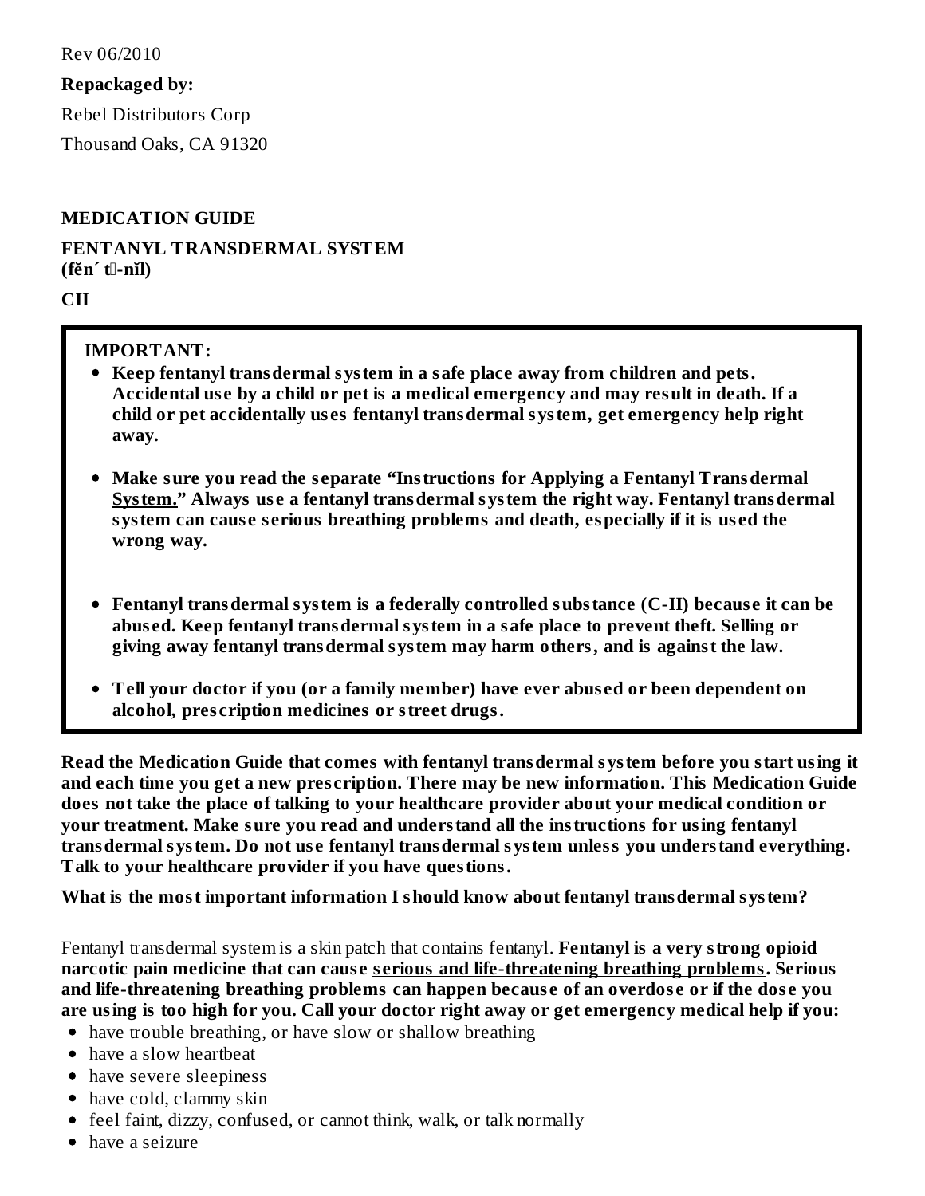Rev 06/2010

**Repackaged by:**

Rebel Distributors Corp

Thousand Oaks, CA 91320

**MEDICATION GUIDE**

**FENTANYL TRANSDERMAL SYSTEM**
**(fĕn´ tə-nĭl)**

**CII**

> **IMPORTANT:**
>
> - **Keep fentanyl transdermal system in a safe place away from children and pets. Accidental use by a child or pet is a medical emergency and may result in death. If a child or pet accidentally uses fentanyl transdermal system, get emergency help right away.**
> - **Make sure you read the separate "Instructions for Applying a Fentanyl Transdermal System." Always use a fentanyl transdermal system the right way. Fentanyl transdermal system can cause serious breathing problems and death, especially if it is used the wrong way.**
> - **Fentanyl transdermal system is a federally controlled substance (C-II) because it can be abused. Keep fentanyl transdermal system in a safe place to prevent theft. Selling or giving away fentanyl transdermal system may harm others, and is against the law.**
> - **Tell your doctor if you (or a family member) have ever abused or been dependent on alcohol, prescription medicines or street drugs.**

**Read the Medication Guide that comes with fentanyl transdermal system before you start using it and each time you get a new prescription. There may be new information. This Medication Guide does not take the place of talking to your healthcare provider about your medical condition or your treatment. Make sure you read and understand all the instructions for using fentanyl transdermal system. Do not use fentanyl transdermal system unless you understand everything. Talk to your healthcare provider if you have questions.**

**What is the most important information I should know about fentanyl transdermal system?**

Fentanyl transdermal system is a skin patch that contains fentanyl. **Fentanyl is a very strong opioid narcotic pain medicine that can cause serious and life-threatening breathing problems. Serious and life-threatening breathing problems can happen because of an overdose or if the dose you are using is too high for you. Call your doctor right away or get emergency medical help if you:**

- have trouble breathing, or have slow or shallow breathing
- have a slow heartbeat
- have severe sleepiness
- have cold, clammy skin
- feel faint, dizzy, confused, or cannot think, walk, or talk normally
- have a seizure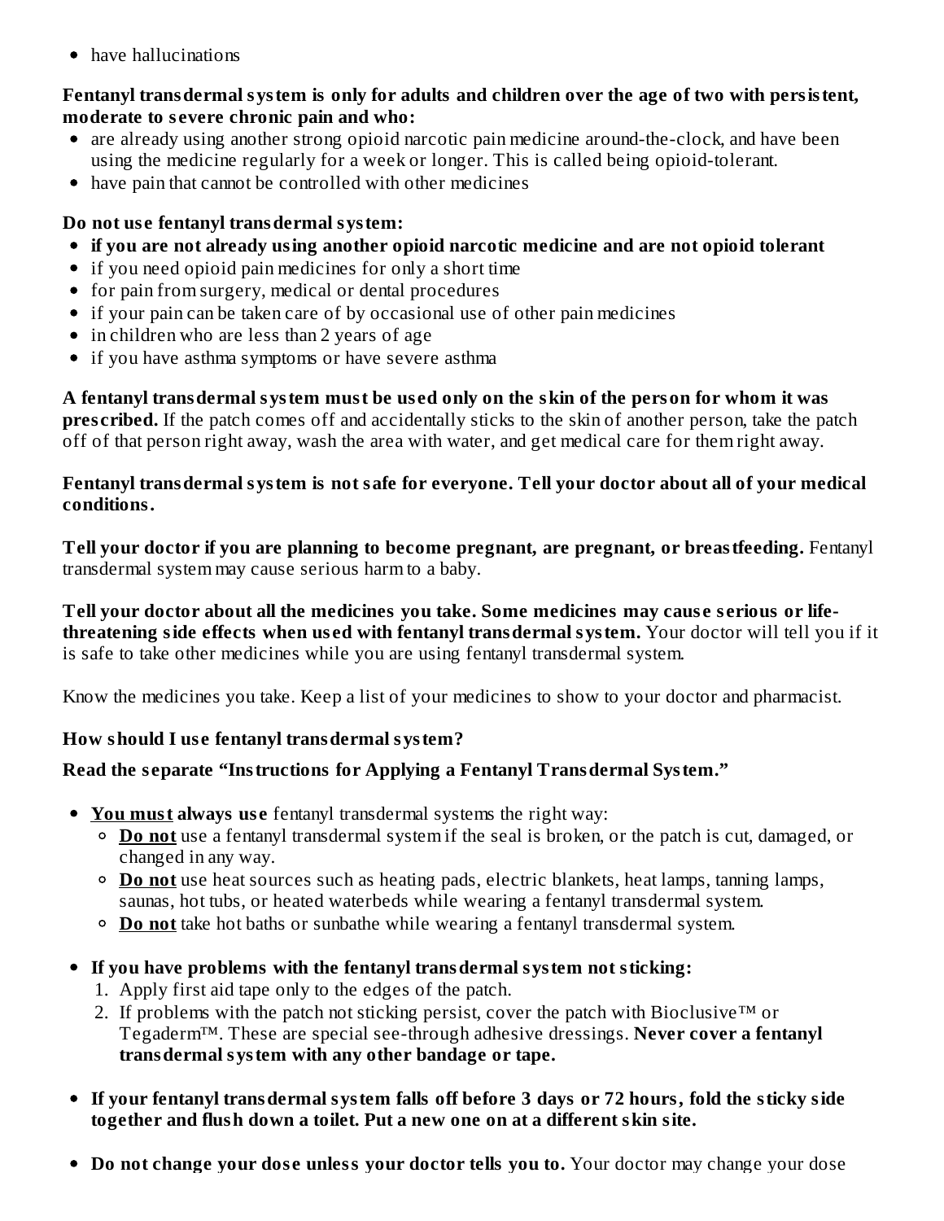- have hallucinations

**Fentanyl transdermal system is only for adults and children over the age of two with persistent, moderate to severe chronic pain and who:**

- are already using another strong opioid narcotic pain medicine around-the-clock, and have been using the medicine regularly for a week or longer. This is called being opioid-tolerant.
- have pain that cannot be controlled with other medicines

**Do not use fentanyl transdermal system:**

- **if you are not already using another opioid narcotic medicine and are not opioid tolerant**
- if you need opioid pain medicines for only a short time
- for pain from surgery, medical or dental procedures
- if your pain can be taken care of by occasional use of other pain medicines
- in children who are less than 2 years of age
- if you have asthma symptoms or have severe asthma

**A fentanyl transdermal system must be used only on the skin of the person for whom it was prescribed.** If the patch comes off and accidentally sticks to the skin of another person, take the patch off of that person right away, wash the area with water, and get medical care for them right away.

**Fentanyl transdermal system is not safe for everyone. Tell your doctor about all of your medical conditions.**

**Tell your doctor if you are planning to become pregnant, are pregnant, or breastfeeding.** Fentanyl transdermal system may cause serious harm to a baby.

**Tell your doctor about all the medicines you take. Some medicines may cause serious or life-threatening side effects when used with fentanyl transdermal system.** Your doctor will tell you if it is safe to take other medicines while you are using fentanyl transdermal system.

Know the medicines you take. Keep a list of your medicines to show to your doctor and pharmacist.

**How should I use fentanyl transdermal system?**

**Read the separate "Instructions for Applying a Fentanyl Transdermal System."**

- **<u>You must</u> always use** fentanyl transdermal systems the right way:
  - **<u>Do not</u>** use a fentanyl transdermal system if the seal is broken, or the patch is cut, damaged, or changed in any way.
  - **<u>Do not</u>** use heat sources such as heating pads, electric blankets, heat lamps, tanning lamps, saunas, hot tubs, or heated waterbeds while wearing a fentanyl transdermal system.
  - **<u>Do not</u>** take hot baths or sunbathe while wearing a fentanyl transdermal system.

- **If you have problems with the fentanyl transdermal system not sticking:**
  1. Apply first aid tape only to the edges of the patch.
  2. If problems with the patch not sticking persist, cover the patch with Bioclusive™ or Tegaderm™. These are special see-through adhesive dressings. **Never cover a fentanyl transdermal system with any other bandage or tape.**

- **If your fentanyl transdermal system falls off before 3 days or 72 hours, fold the sticky side together and flush down a toilet. Put a new one on at a different skin site.**

- **Do not change your dose unless your doctor tells you to.** Your doctor may change your dose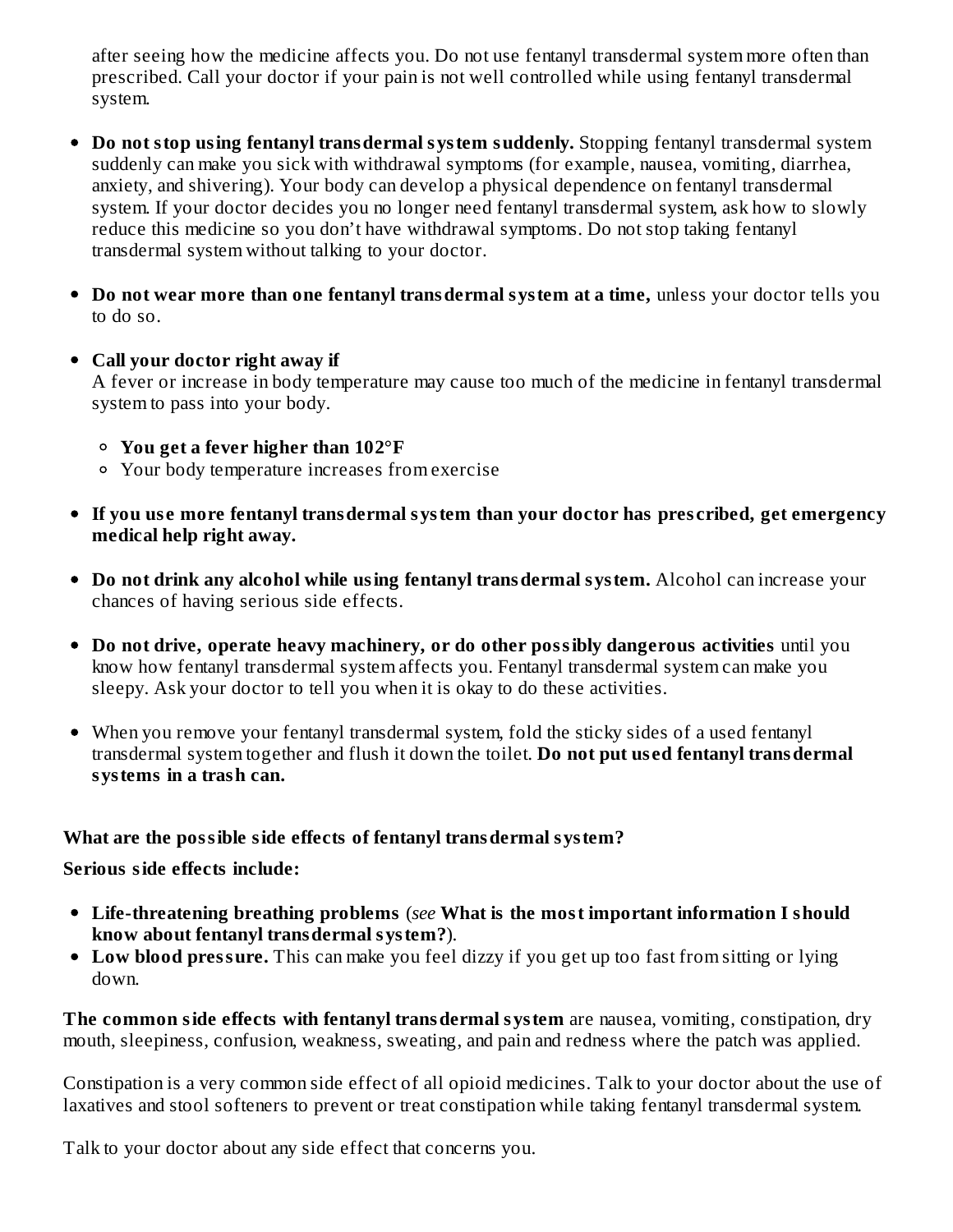after seeing how the medicine affects you. Do not use fentanyl transdermal system more often than prescribed. Call your doctor if your pain is not well controlled while using fentanyl transdermal system.

- **Do not stop using fentanyl transdermal system suddenly.** Stopping fentanyl transdermal system suddenly can make you sick with withdrawal symptoms (for example, nausea, vomiting, diarrhea, anxiety, and shivering). Your body can develop a physical dependence on fentanyl transdermal system. If your doctor decides you no longer need fentanyl transdermal system, ask how to slowly reduce this medicine so you don't have withdrawal symptoms. Do not stop taking fentanyl transdermal system without talking to your doctor.
- **Do not wear more than one fentanyl transdermal system at a time,** unless your doctor tells you to do so.
- **Call your doctor right away if**
  A fever or increase in body temperature may cause too much of the medicine in fentanyl transdermal system to pass into your body.
  - **You get a fever higher than 102°F**
  - Your body temperature increases from exercise
- **If you use more fentanyl transdermal system than your doctor has prescribed, get emergency medical help right away.**
- **Do not drink any alcohol while using fentanyl transdermal system.** Alcohol can increase your chances of having serious side effects.
- **Do not drive, operate heavy machinery, or do other possibly dangerous activities** until you know how fentanyl transdermal system affects you. Fentanyl transdermal system can make you sleepy. Ask your doctor to tell you when it is okay to do these activities.
- When you remove your fentanyl transdermal system, fold the sticky sides of a used fentanyl transdermal system together and flush it down the toilet. **Do not put used fentanyl transdermal systems in a trash can.**

**What are the possible side effects of fentanyl transdermal system?**

**Serious side effects include:**

- **Life-threatening breathing problems** (*see* **What is the most important information I should know about fentanyl transdermal system?**).
- **Low blood pressure.** This can make you feel dizzy if you get up too fast from sitting or lying down.

**The common side effects with fentanyl transdermal system** are nausea, vomiting, constipation, dry mouth, sleepiness, confusion, weakness, sweating, and pain and redness where the patch was applied.

Constipation is a very common side effect of all opioid medicines. Talk to your doctor about the use of laxatives and stool softeners to prevent or treat constipation while taking fentanyl transdermal system.

Talk to your doctor about any side effect that concerns you.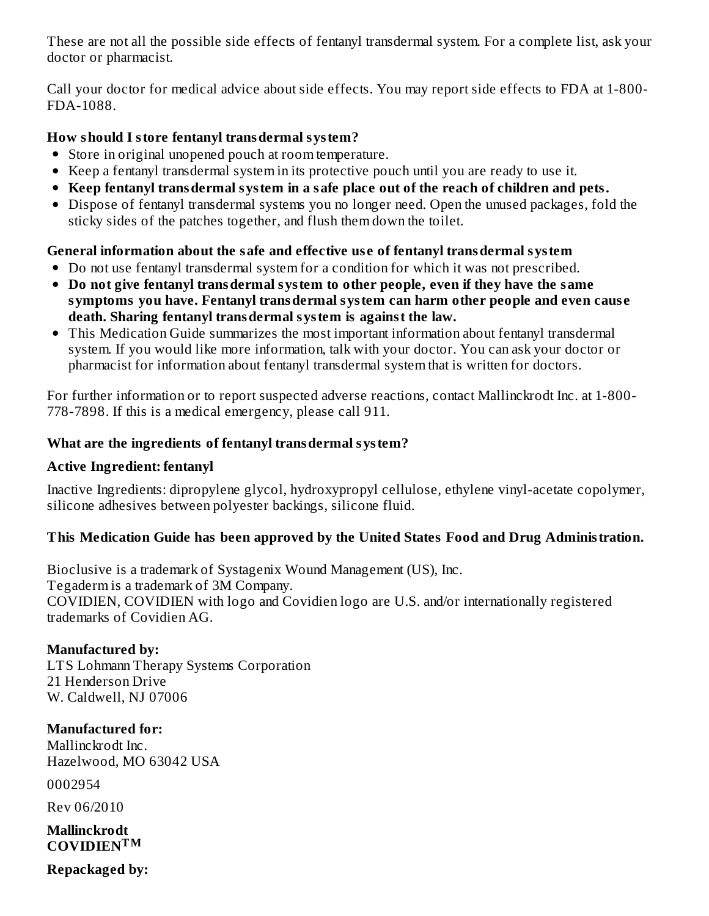These are not all the possible side effects of fentanyl transdermal system. For a complete list, ask your doctor or pharmacist.

Call your doctor for medical advice about side effects. You may report side effects to FDA at 1-800-FDA-1088.

**How should I store fentanyl transdermal system?**

- Store in original unopened pouch at room temperature.
- Keep a fentanyl transdermal system in its protective pouch until you are ready to use it.
- **Keep fentanyl transdermal system in a safe place out of the reach of children and pets.**
- Dispose of fentanyl transdermal systems you no longer need. Open the unused packages, fold the sticky sides of the patches together, and flush them down the toilet.

**General information about the safe and effective use of fentanyl transdermal system**

- Do not use fentanyl transdermal system for a condition for which it was not prescribed.
- **Do not give fentanyl transdermal system to other people, even if they have the same symptoms you have. Fentanyl transdermal system can harm other people and even cause death. Sharing fentanyl transdermal system is against the law.**
- This Medication Guide summarizes the most important information about fentanyl transdermal system. If you would like more information, talk with your doctor. You can ask your doctor or pharmacist for information about fentanyl transdermal system that is written for doctors.

For further information or to report suspected adverse reactions, contact Mallinckrodt Inc. at 1-800-778-7898. If this is a medical emergency, please call 911.

**What are the ingredients of fentanyl transdermal system?**

**Active Ingredient: fentanyl**

Inactive Ingredients: dipropylene glycol, hydroxypropyl cellulose, ethylene vinyl-acetate copolymer, silicone adhesives between polyester backings, silicone fluid.

**This Medication Guide has been approved by the United States Food and Drug Administration.**

Bioclusive is a trademark of Systagenix Wound Management (US), Inc.
Tegaderm is a trademark of 3M Company.
COVIDIEN, COVIDIEN with logo and Covidien logo are U.S. and/or internationally registered trademarks of Covidien AG.

**Manufactured by:**
LTS Lohmann Therapy Systems Corporation
21 Henderson Drive
W. Caldwell, NJ 07006

**Manufactured for:**
Mallinckrodt Inc.
Hazelwood, MO 63042 USA

0002954

Rev 06/2010

**Mallinckrodt**
**COVIDIEN™**

**Repackaged by:**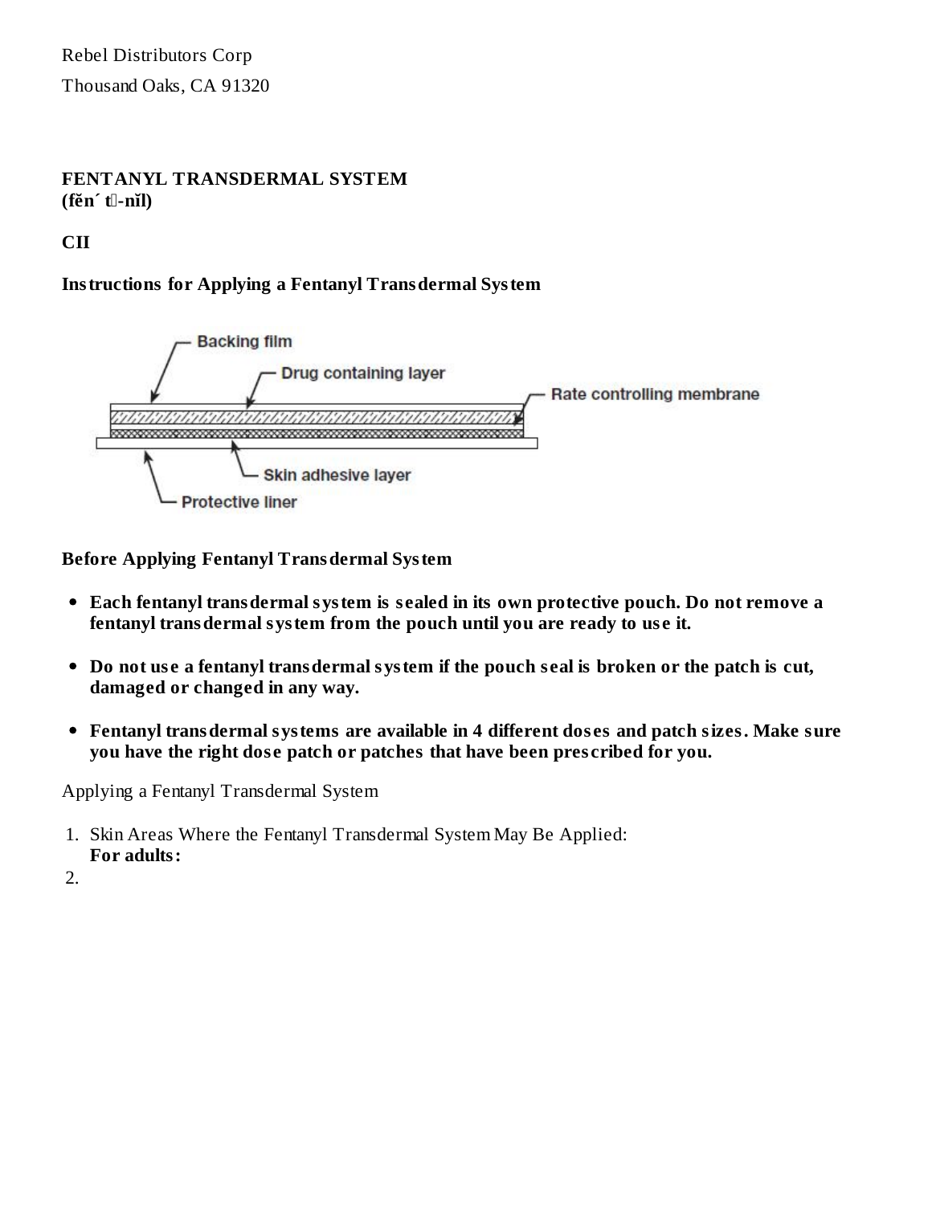Rebel Distributors Corp

Thousand Oaks, CA 91320

**FENTANYL TRANSDERMAL SYSTEM**
**(fĕn´ tə-nĭl)**

**CII**

**Instructions for Applying a Fentanyl Transdermal System**

Backing film

Drug containing layer

Rate controlling membrane

Skin adhesive layer

Protective liner

**Before Applying Fentanyl Transdermal System**

- **Each fentanyl transdermal system is sealed in its own protective pouch. Do not remove a fentanyl transdermal system from the pouch until you are ready to use it.**
- **Do not use a fentanyl transdermal system if the pouch seal is broken or the patch is cut, damaged or changed in any way.**
- **Fentanyl transdermal systems are available in 4 different doses and patch sizes. Make sure you have the right dose patch or patches that have been prescribed for you.**

Applying a Fentanyl Transdermal System

1. Skin Areas Where the Fentanyl Transdermal System May Be Applied:
   **For adults:**
2.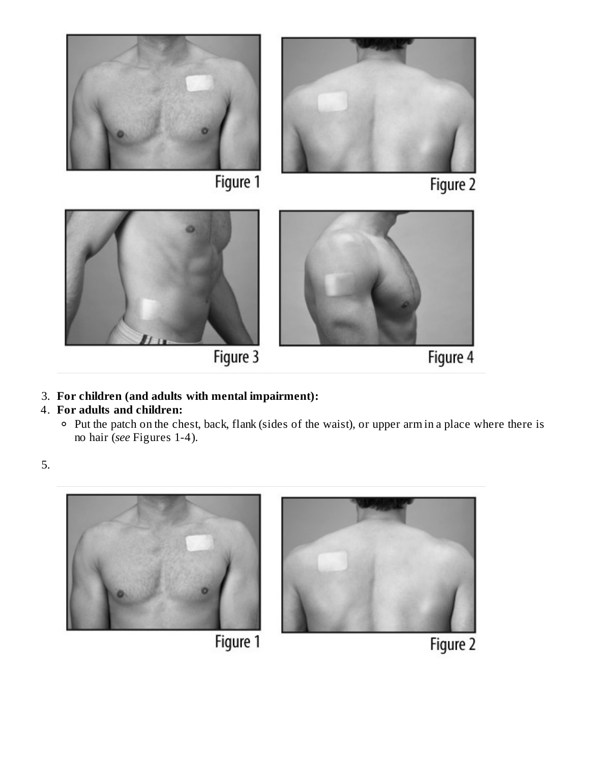Figure 1

Figure 2

Figure 3

Figure 4

3. **For children (and adults with mental impairment):**
4. **For adults and children:**
   - Put the patch on the chest, back, flank (sides of the waist), or upper arm in a place where there is no hair (*see* Figures 1-4).

5.

Figure 1

Figure 2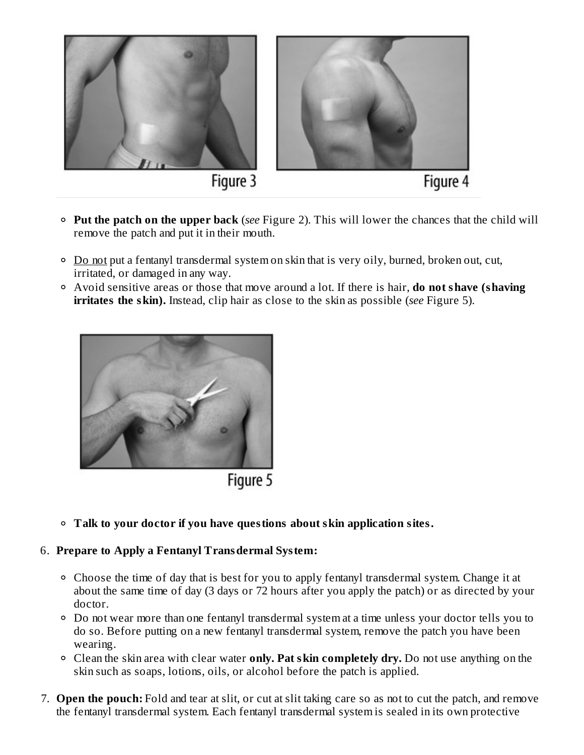Figure 3

Figure 4

- **Put the patch on the upper back** (*see* Figure 2). This will lower the chances that the child will remove the patch and put it in their mouth.

- Do not put a fentanyl transdermal system on skin that is very oily, burned, broken out, cut, irritated, or damaged in any way.
- Avoid sensitive areas or those that move around a lot. If there is hair, **do not shave (shaving irritates the skin).** Instead, clip hair as close to the skin as possible (*see* Figure 5).

Figure 5

- **Talk to your doctor if you have questions about skin application sites.**

6. **Prepare to Apply a Fentanyl Transdermal System:**

   - Choose the time of day that is best for you to apply fentanyl transdermal system. Change it at about the same time of day (3 days or 72 hours after you apply the patch) or as directed by your doctor.
   - Do not wear more than one fentanyl transdermal system at a time unless your doctor tells you to do so. Before putting on a new fentanyl transdermal system, remove the patch you have been wearing.
   - Clean the skin area with clear water **only. Pat skin completely dry.** Do not use anything on the skin such as soaps, lotions, oils, or alcohol before the patch is applied.

7. **Open the pouch:** Fold and tear at slit, or cut at slit taking care so as not to cut the patch, and remove the fentanyl transdermal system. Each fentanyl transdermal system is sealed in its own protective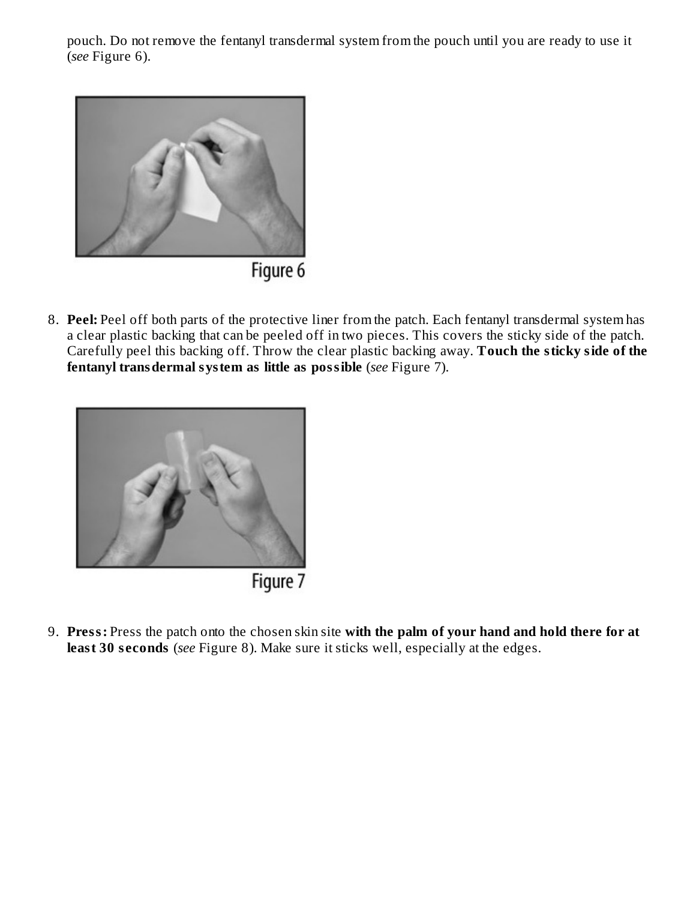pouch. Do not remove the fentanyl transdermal system from the pouch until you are ready to use it (*see* Figure 6).

Figure 6

8. **Peel:** Peel off both parts of the protective liner from the patch. Each fentanyl transdermal system has a clear plastic backing that can be peeled off in two pieces. This covers the sticky side of the patch. Carefully peel this backing off. Throw the clear plastic backing away. **Touch the sticky side of the fentanyl transdermal system as little as possible** (*see* Figure 7).

Figure 7

9. **Press:** Press the patch onto the chosen skin site **with the palm of your hand and hold there for at least 30 seconds** (*see* Figure 8). Make sure it sticks well, especially at the edges.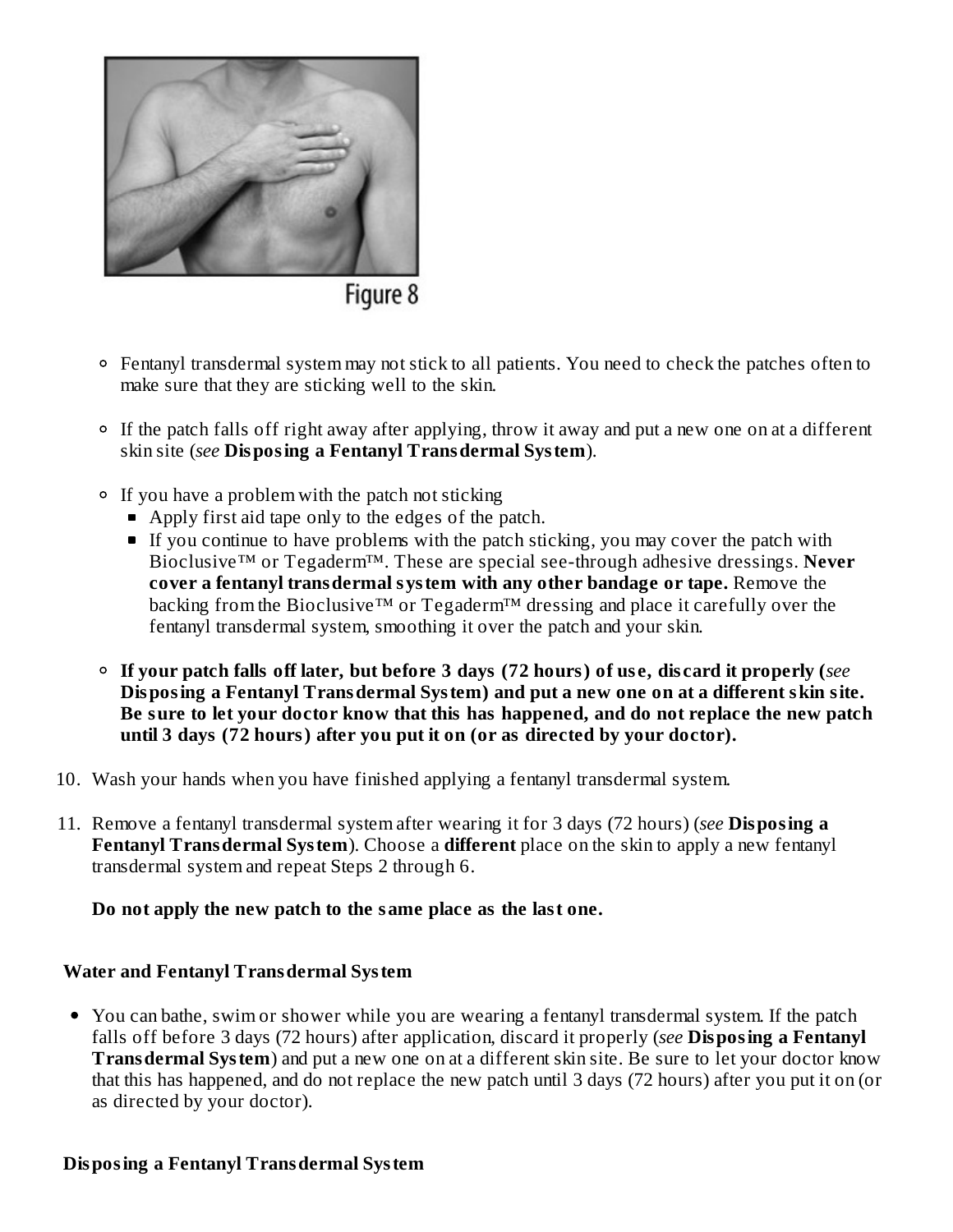Figure 8

- Fentanyl transdermal system may not stick to all patients. You need to check the patches often to make sure that they are sticking well to the skin.
- If the patch falls off right away after applying, throw it away and put a new one on at a different skin site (*see* **Disposing a Fentanyl Transdermal System**).
- If you have a problem with the patch not sticking
  - Apply first aid tape only to the edges of the patch.
  - If you continue to have problems with the patch sticking, you may cover the patch with Bioclusive™ or Tegaderm™. These are special see-through adhesive dressings. **Never cover a fentanyl transdermal system with any other bandage or tape.** Remove the backing from the Bioclusive™ or Tegaderm™ dressing and place it carefully over the fentanyl transdermal system, smoothing it over the patch and your skin.
- **If your patch falls off later, but before 3 days (72 hours) of use, discard it properly (*see* Disposing a Fentanyl Transdermal System) and put a new one on at a different skin site. Be sure to let your doctor know that this has happened, and do not replace the new patch until 3 days (72 hours) after you put it on (or as directed by your doctor).**

10. Wash your hands when you have finished applying a fentanyl transdermal system.
11. Remove a fentanyl transdermal system after wearing it for 3 days (72 hours) (*see* **Disposing a Fentanyl Transdermal System**). Choose a **different** place on the skin to apply a new fentanyl transdermal system and repeat Steps 2 through 6.

    **Do not apply the new patch to the same place as the last one.**

**Water and Fentanyl Transdermal System**

- You can bathe, swim or shower while you are wearing a fentanyl transdermal system. If the patch falls off before 3 days (72 hours) after application, discard it properly (*see* **Disposing a Fentanyl Transdermal System**) and put a new one on at a different skin site. Be sure to let your doctor know that this has happened, and do not replace the new patch until 3 days (72 hours) after you put it on (or as directed by your doctor).

**Disposing a Fentanyl Transdermal System**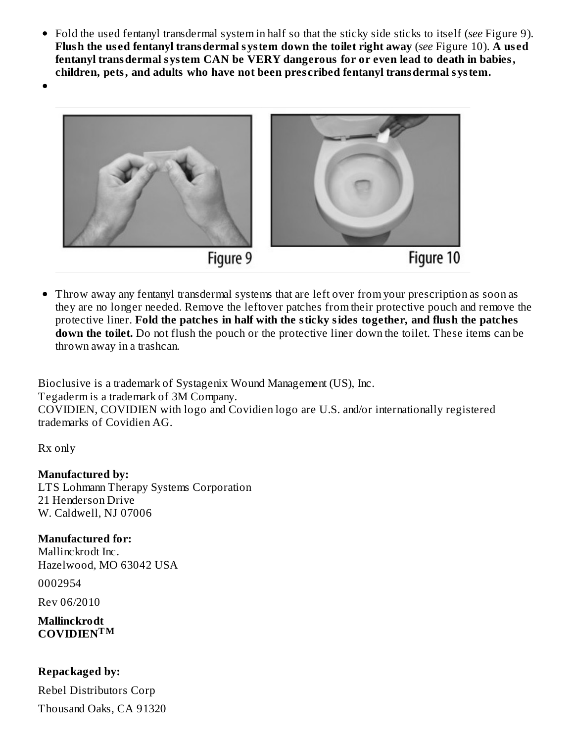- Fold the used fentanyl transdermal system in half so that the sticky side sticks to itself (*see* Figure 9). **Flush the used fentanyl transdermal system down the toilet right away** (*see* Figure 10). **A used fentanyl transdermal system CAN be VERY dangerous for or even lead to death in babies, children, pets, and adults who have not been prescribed fentanyl transdermal system.**
-

Figure 9

Figure 10

- Throw away any fentanyl transdermal systems that are left over from your prescription as soon as they are no longer needed. Remove the leftover patches from their protective pouch and remove the protective liner. **Fold the patches in half with the sticky sides together, and flush the patches down the toilet.** Do not flush the pouch or the protective liner down the toilet. These items can be thrown away in a trashcan.

Bioclusive is a trademark of Systagenix Wound Management (US), Inc.
Tegaderm is a trademark of 3M Company.
COVIDIEN, COVIDIEN with logo and Covidien logo are U.S. and/or internationally registered trademarks of Covidien AG.

Rx only

**Manufactured by:**
LTS Lohmann Therapy Systems Corporation
21 Henderson Drive
W. Caldwell, NJ 07006

**Manufactured for:**
Mallinckrodt Inc.
Hazelwood, MO 63042 USA

0002954

Rev 06/2010

**Mallinckrodt**
**COVIDIEN™**

**Repackaged by:**

Rebel Distributors Corp

Thousand Oaks, CA 91320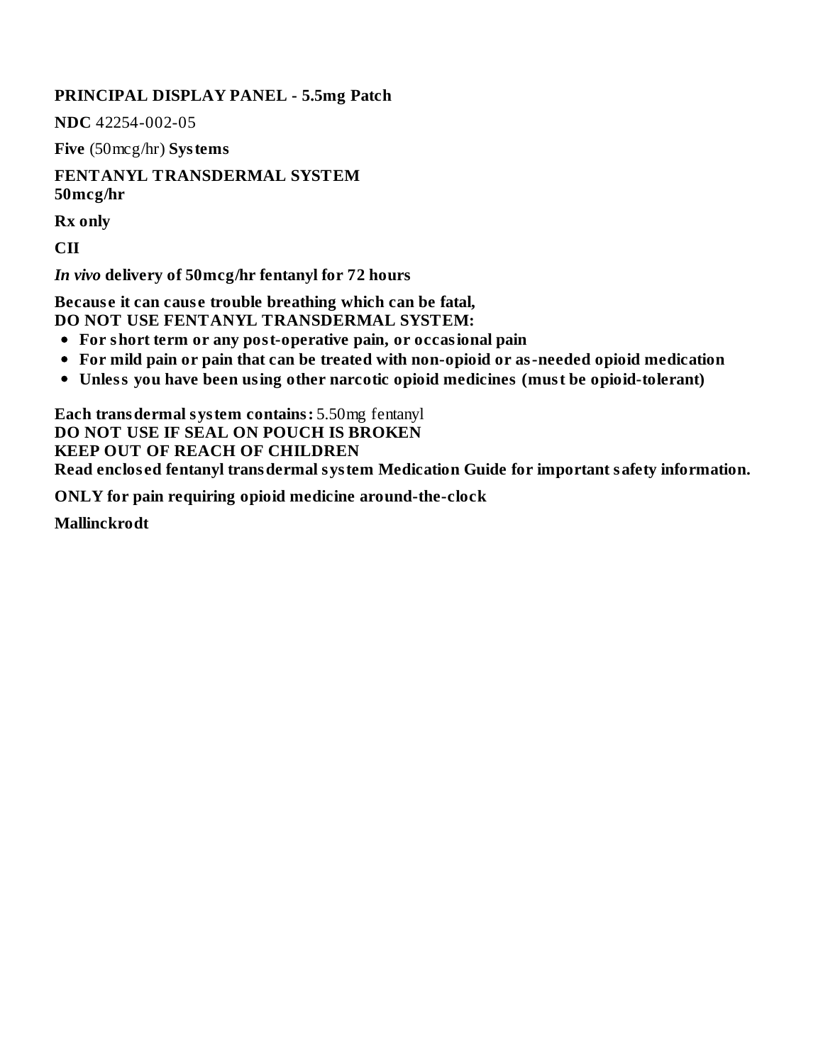**PRINCIPAL DISPLAY PANEL - 5.5mg Patch**

**NDC** 42254-002-05

**Five** (50mcg/hr) **Systems**

**FENTANYL TRANSDERMAL SYSTEM**
**50mcg/hr**

**Rx only**

**CII**

***In vivo* delivery of 50mcg/hr fentanyl for 72 hours**

**Because it can cause trouble breathing which can be fatal,**
**DO NOT USE FENTANYL TRANSDERMAL SYSTEM:**

- **For short term or any post-operative pain, or occasional pain**
- **For mild pain or pain that can be treated with non-opioid or as-needed opioid medication**
- **Unless you have been using other narcotic opioid medicines (must be opioid-tolerant)**

**Each transdermal system contains:** 5.50mg fentanyl
**DO NOT USE IF SEAL ON POUCH IS BROKEN**
**KEEP OUT OF REACH OF CHILDREN**
**Read enclosed fentanyl transdermal system Medication Guide for important safety information.**

**ONLY for pain requiring opioid medicine around-the-clock**

**Mallinckrodt**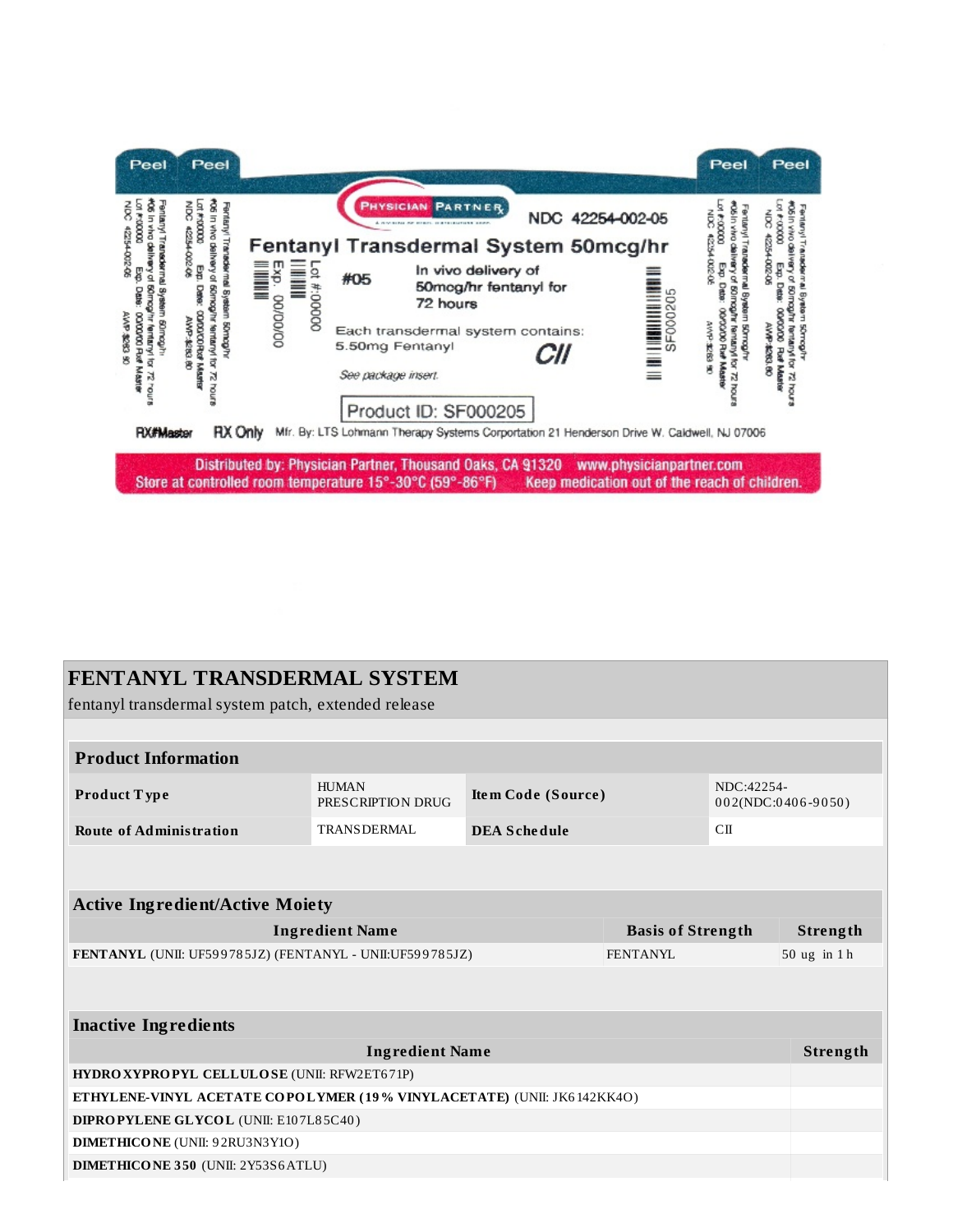Peel Peel Peel Peel

PHYSICIAN PARTNER Rx

NDC 42254-002-05

Fentanyl Transdermal System 50mcg/hr

#05

In vivo delivery of 50mcg/hr fentanyl for 72 hours

Lot #:00000

Exp. 00/00/00

Each transdermal system contains: 5.50mg Fentanyl

CII

See package insert.

SF000205

Product ID: SF000205

Fentanyl Transdermal System 50mcg/hr #05 In vivo delivery of 50mcg/hr fentanyl for 72 hours Lot #:0000 Exp. Date: 00/00/00 Ref Master NDC 42254-002-05 AWP-$283.90

RX Master RX Only Mfr. By: LTS Lohmann Therapy Systems Corportation 21 Henderson Drive W. Caldwell, NJ 07006

Distributed by: Physician Partner, Thousand Oaks, CA 91320 www.physicianpartner.com

Store at controlled room temperature 15°-30°C (59°-86°F) Keep medication out of the reach of children.

# FENTANYL TRANSDERMAL SYSTEM

fentanyl transdermal system patch, extended release

| Product Information | | | |
|---|---|---|---|
| **Product Type** | HUMAN PRESCRIPTION DRUG | **Item Code (Source)** | NDC:42254-002(NDC:0406-9050) |
| **Route of Administration** | TRANSDERMAL | **DEA Schedule** | CII |

| Active Ingredient/Active Moiety | | |
|---|---|---|
| **Ingredient Name** | **Basis of Strength** | **Strength** |
| **FENTANYL** (UNII: UF599785JZ) (FENTANYL - UNII:UF599785JZ) | FENTANYL | 50 ug in 1 h |

| Inactive Ingredients | |
|---|---|
| **Ingredient Name** | **Strength** |
| **HYDROXYPROPYL CELLULOSE** (UNII: RFW2ET671P) | |
| **ETHYLENE-VINYL ACETATE COPOLYMER (19% VINYLACETATE)** (UNII: JK6142KK4O) | |
| **DIPROPYLENE GLYCOL** (UNII: E107L85C40) | |
| **DIMETHICONE** (UNII: 92RU3N3Y1O) | |
| **DIMETHICONE 350** (UNII: 2Y53S6ATLU) | |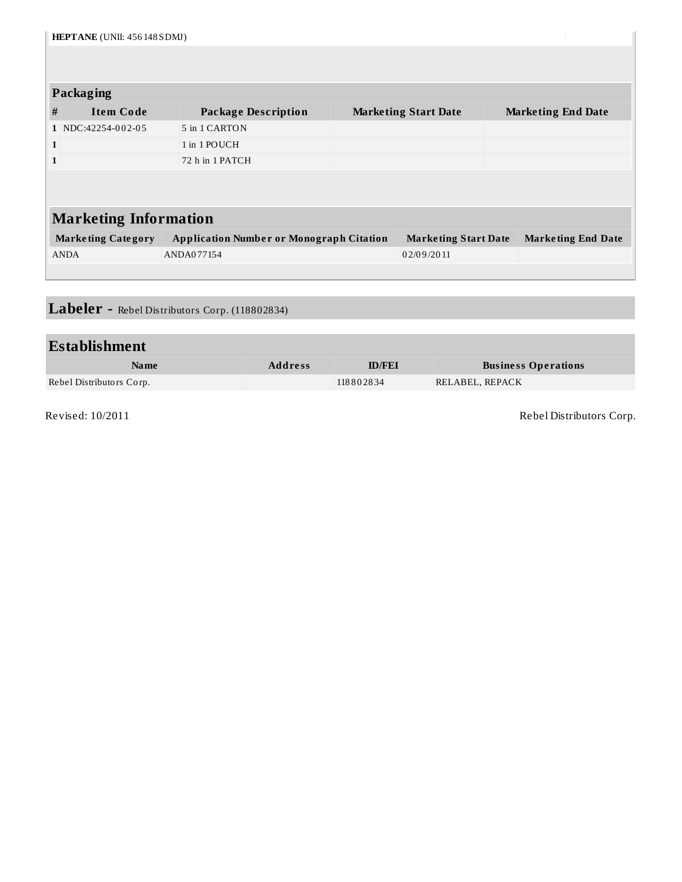**HEPTANE** (UNII: 456148SDMJ)

| Packaging | | | | |
|---|---|---|---|---|
| # | Item Code | Package Description | Marketing Start Date | Marketing End Date |
| 1 | NDC:42254-002-05 | 5 in 1 CARTON | | |
| 1 | | 1 in 1 POUCH | | |
| 1 | | 72 h in 1 PATCH | | |

## Marketing Information

| Marketing Category | Application Number or Monograph Citation | Marketing Start Date | Marketing End Date |
|---|---|---|---|
| ANDA | ANDA077154 | 02/09/2011 | |

## Labeler - Rebel Distributors Corp. (118802834)

## Establishment

| Name | Address | ID/FEI | Business Operations |
|---|---|---|---|
| Rebel Distributors Corp. | | 118802834 | RELABEL, REPACK |

Revised: 10/2011

Rebel Distributors Corp.